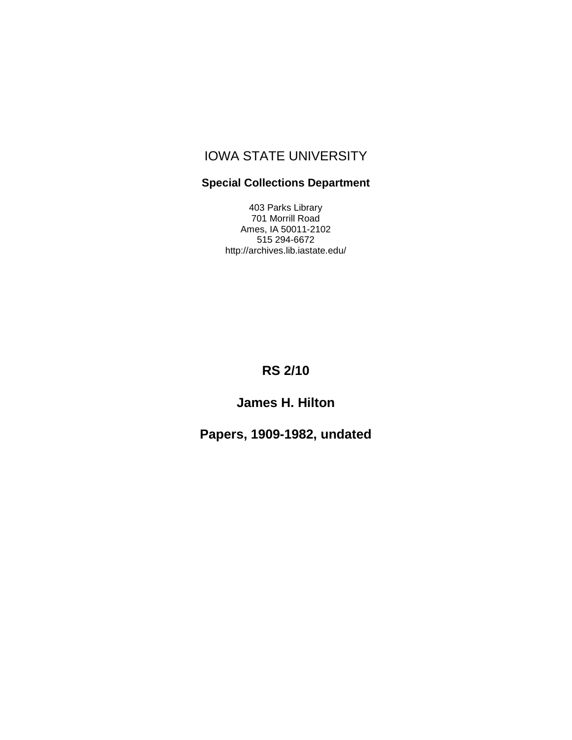IOWA STATE UNIVERSITY

**Special Collections Department**

403 Parks Library
701 Morrill Road
Ames, IA 50011-2102
515 294-6672
http://archives.lib.iastate.edu/

# RS 2/10

# James H. Hilton

# Papers, 1909-1982, undated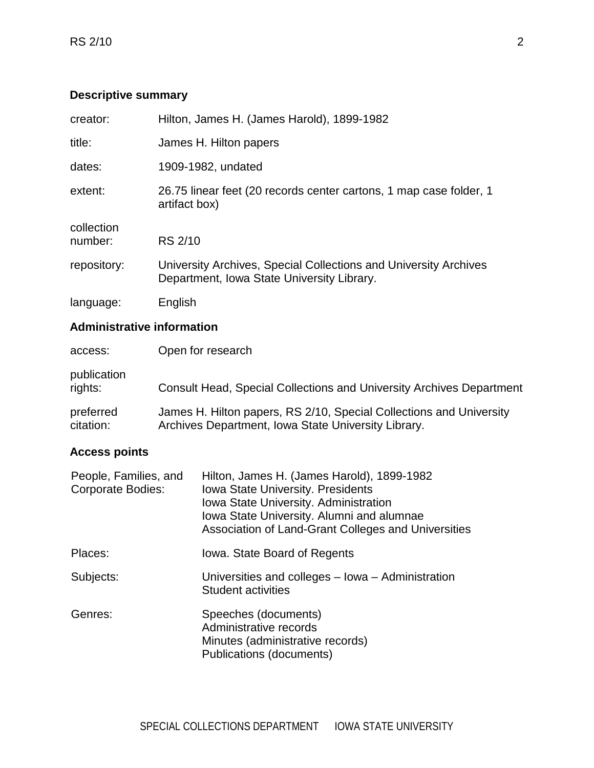## Descriptive summary

| | |
|---|---|
| creator: | Hilton, James H. (James Harold), 1899-1982 |
| title: | James H. Hilton papers |
| dates: | 1909-1982, undated |
| extent: | 26.75 linear feet (20 records center cartons, 1 map case folder, 1 artifact box) |
| collection number: | RS 2/10 |
| repository: | University Archives, Special Collections and University Archives Department, Iowa State University Library. |
| language: | English |

## Administrative information

| | |
|---|---|
| access: | Open for research |
| publication rights: | Consult Head, Special Collections and University Archives Department |
| preferred citation: | James H. Hilton papers, RS 2/10, Special Collections and University Archives Department, Iowa State University Library. |

## Access points

| | |
|---|---|
| People, Families, and Corporate Bodies: | Hilton, James H. (James Harold), 1899-1982<br>Iowa State University. Presidents<br>Iowa State University. Administration<br>Iowa State University. Alumni and alumnae<br>Association of Land-Grant Colleges and Universities |
| Places: | Iowa. State Board of Regents |
| Subjects: | Universities and colleges – Iowa – Administration<br>Student activities |
| Genres: | Speeches (documents)<br>Administrative records<br>Minutes (administrative records)<br>Publications (documents) |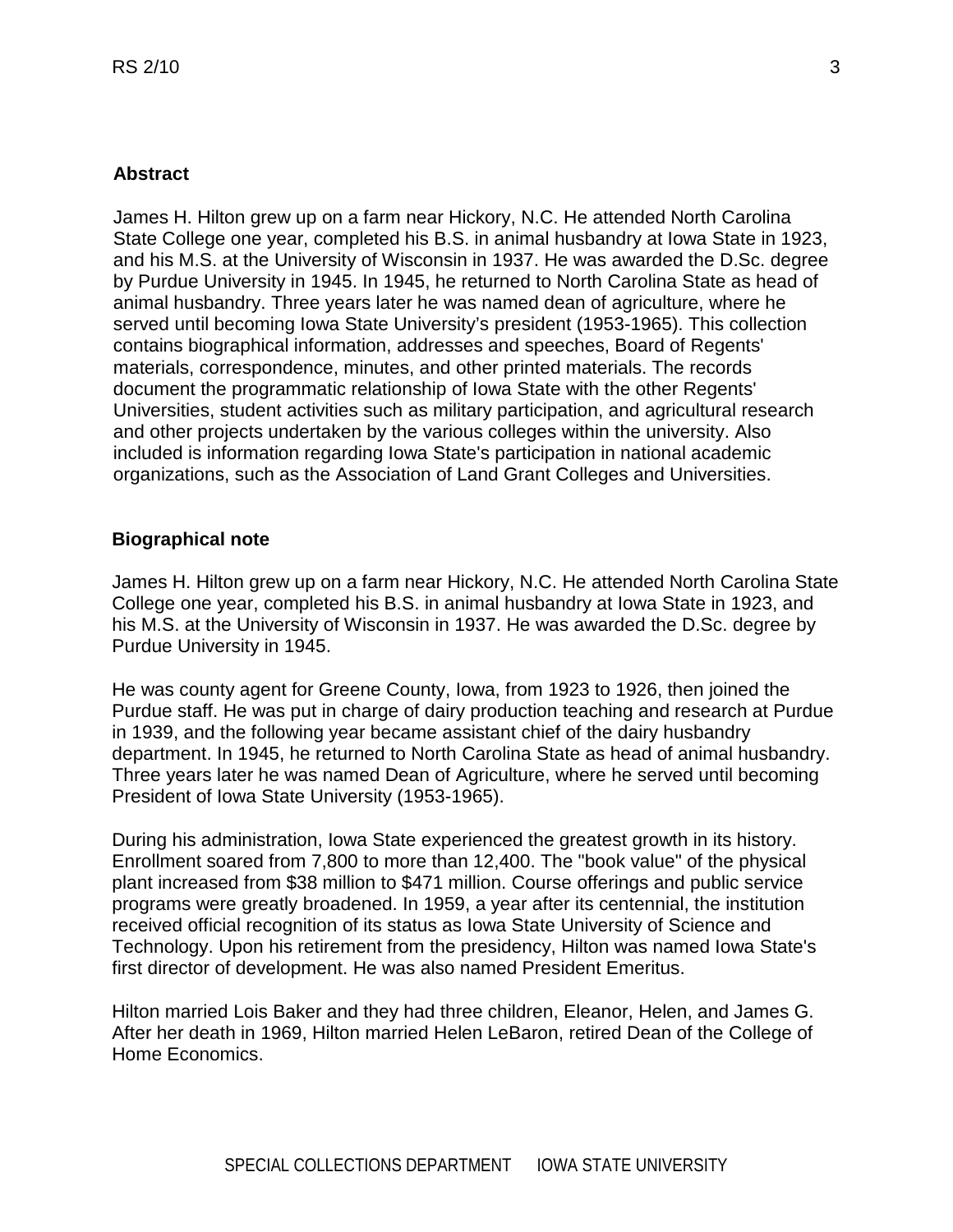## Abstract

James H. Hilton grew up on a farm near Hickory, N.C. He attended North Carolina State College one year, completed his B.S. in animal husbandry at Iowa State in 1923, and his M.S. at the University of Wisconsin in 1937. He was awarded the D.Sc. degree by Purdue University in 1945. In 1945, he returned to North Carolina State as head of animal husbandry. Three years later he was named dean of agriculture, where he served until becoming Iowa State University's president (1953-1965). This collection contains biographical information, addresses and speeches, Board of Regents' materials, correspondence, minutes, and other printed materials. The records document the programmatic relationship of Iowa State with the other Regents' Universities, student activities such as military participation, and agricultural research and other projects undertaken by the various colleges within the university. Also included is information regarding Iowa State's participation in national academic organizations, such as the Association of Land Grant Colleges and Universities.

## Biographical note

James H. Hilton grew up on a farm near Hickory, N.C. He attended North Carolina State College one year, completed his B.S. in animal husbandry at Iowa State in 1923, and his M.S. at the University of Wisconsin in 1937. He was awarded the D.Sc. degree by Purdue University in 1945.

He was county agent for Greene County, Iowa, from 1923 to 1926, then joined the Purdue staff. He was put in charge of dairy production teaching and research at Purdue in 1939, and the following year became assistant chief of the dairy husbandry department. In 1945, he returned to North Carolina State as head of animal husbandry. Three years later he was named Dean of Agriculture, where he served until becoming President of Iowa State University (1953-1965).

During his administration, Iowa State experienced the greatest growth in its history. Enrollment soared from 7,800 to more than 12,400. The "book value" of the physical plant increased from $38 million to $471 million. Course offerings and public service programs were greatly broadened. In 1959, a year after its centennial, the institution received official recognition of its status as Iowa State University of Science and Technology. Upon his retirement from the presidency, Hilton was named Iowa State's first director of development. He was also named President Emeritus.

Hilton married Lois Baker and they had three children, Eleanor, Helen, and James G. After her death in 1969, Hilton married Helen LeBaron, retired Dean of the College of Home Economics.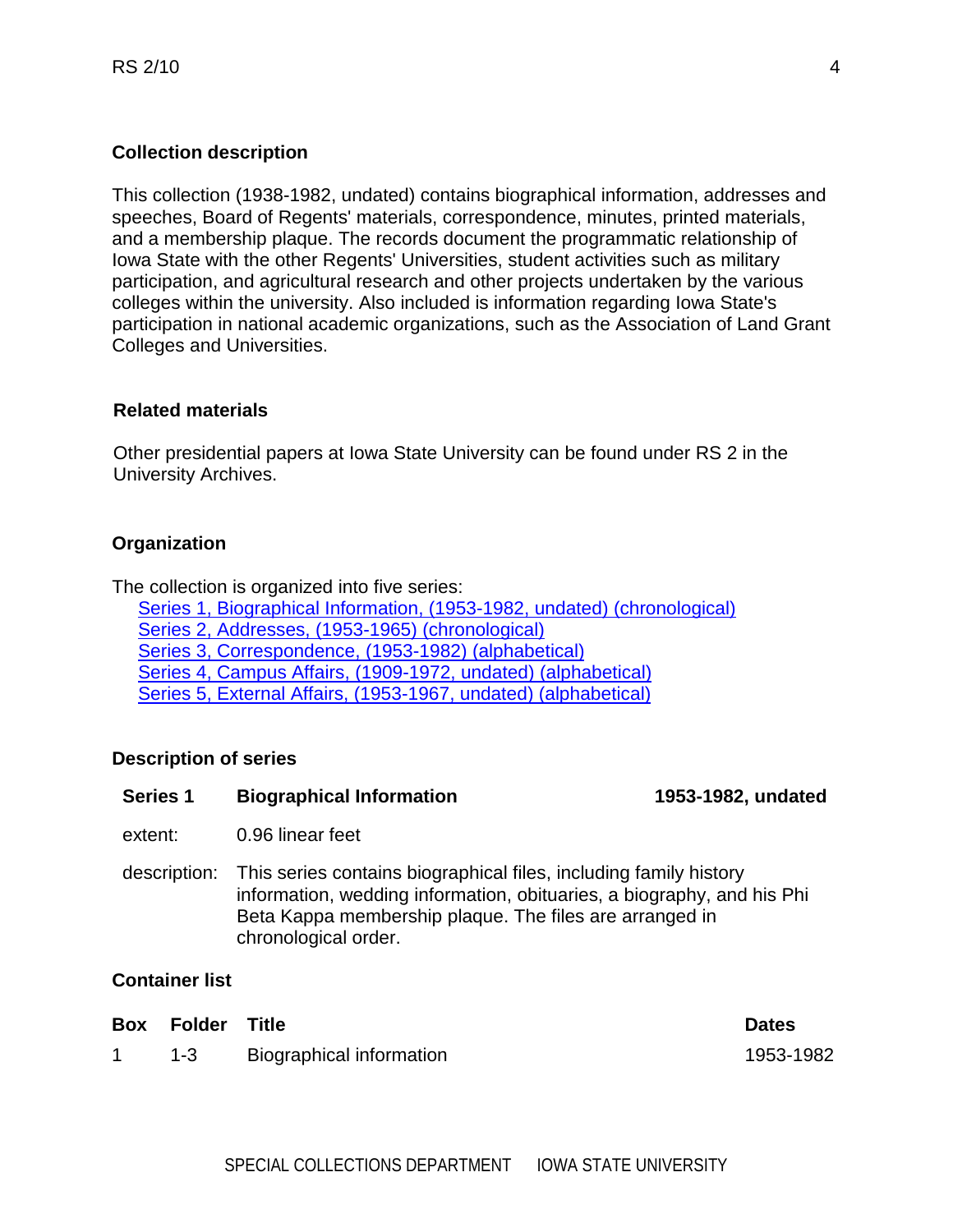## Collection description

This collection (1938-1982, undated) contains biographical information, addresses and speeches, Board of Regents' materials, correspondence, minutes, printed materials, and a membership plaque. The records document the programmatic relationship of Iowa State with the other Regents' Universities, student activities such as military participation, and agricultural research and other projects undertaken by the various colleges within the university. Also included is information regarding Iowa State's participation in national academic organizations, such as the Association of Land Grant Colleges and Universities.

## Related materials

Other presidential papers at Iowa State University can be found under RS 2 in the University Archives.

## Organization

The collection is organized into five series:

- Series 1, Biographical Information, (1953-1982, undated) (chronological)
- Series 2, Addresses, (1953-1965) (chronological)
- Series 3, Correspondence, (1953-1982) (alphabetical)
- Series 4, Campus Affairs, (1909-1972, undated) (alphabetical)
- Series 5, External Affairs, (1953-1967, undated) (alphabetical)

## Description of series

| **Series 1** | **Biographical Information** | **1953-1982, undated** |
|---|---|---|
| extent: | 0.96 linear feet | |
| description: | This series contains biographical files, including family history information, wedding information, obituaries, a biography, and his Phi Beta Kappa membership plaque. The files are arranged in chronological order. | |

### Container list

| Box | Folder | Title | Dates |
|---|---|---|---|
| 1 | 1-3 | Biographical information | 1953-1982 |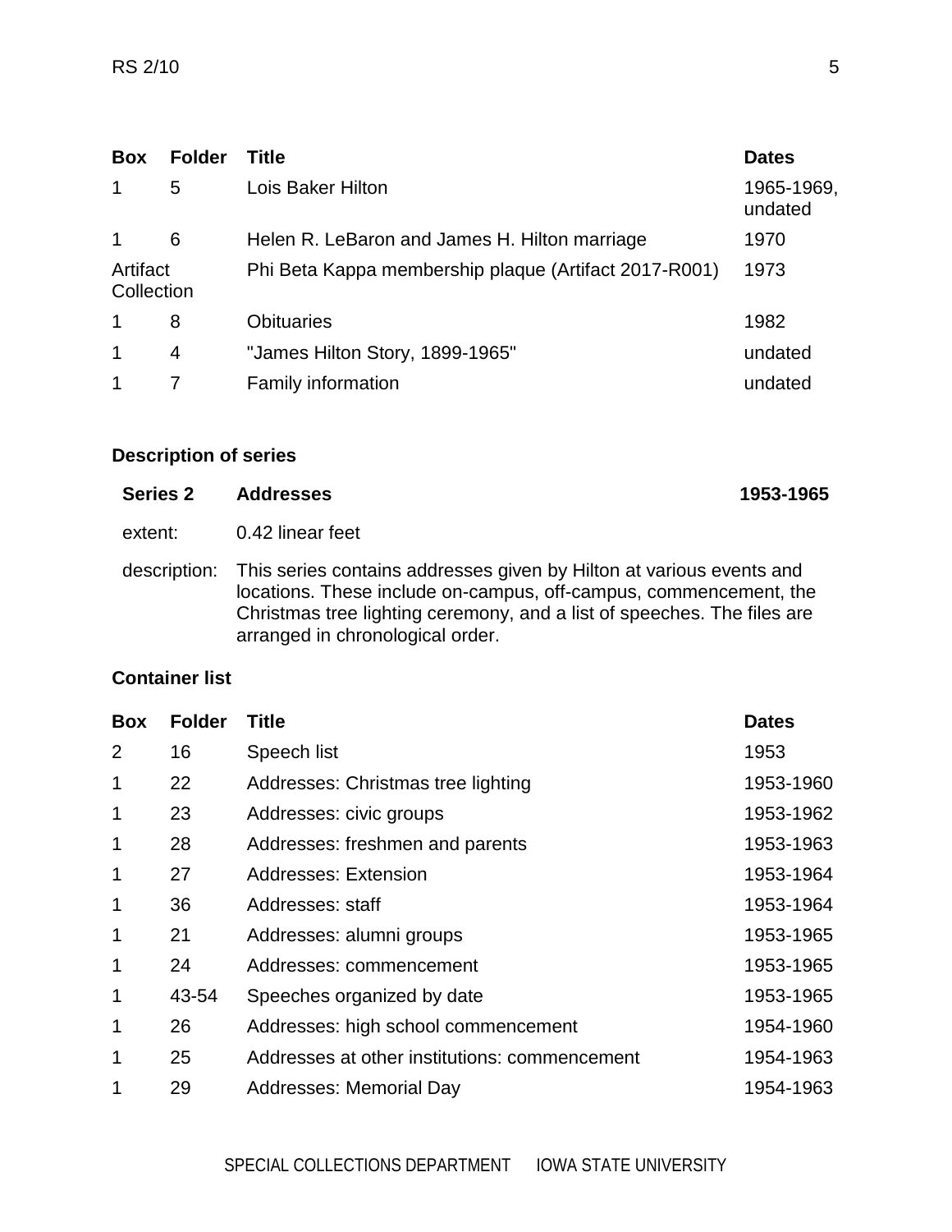| Box | Folder | Title | Dates |
| --- | --- | --- | --- |
| 1 | 5 | Lois Baker Hilton | 1965-1969, undated |
| 1 | 6 | Helen R. LeBaron and James H. Hilton marriage | 1970 |
| Artifact Collection | | Phi Beta Kappa membership plaque (Artifact 2017-R001) | 1973 |
| 1 | 8 | Obituaries | 1982 |
| 1 | 4 | "James Hilton Story, 1899-1965" | undated |
| 1 | 7 | Family information | undated |

### Description of series

**Series 2 Addresses 1953-1965**

extent: 0.42 linear feet

description: This series contains addresses given by Hilton at various events and locations. These include on-campus, off-campus, commencement, the Christmas tree lighting ceremony, and a list of speeches. The files are arranged in chronological order.

### Container list

| Box | Folder | Title | Dates |
| --- | --- | --- | --- |
| 2 | 16 | Speech list | 1953 |
| 1 | 22 | Addresses: Christmas tree lighting | 1953-1960 |
| 1 | 23 | Addresses: civic groups | 1953-1962 |
| 1 | 28 | Addresses: freshmen and parents | 1953-1963 |
| 1 | 27 | Addresses: Extension | 1953-1964 |
| 1 | 36 | Addresses: staff | 1953-1964 |
| 1 | 21 | Addresses: alumni groups | 1953-1965 |
| 1 | 24 | Addresses: commencement | 1953-1965 |
| 1 | 43-54 | Speeches organized by date | 1953-1965 |
| 1 | 26 | Addresses: high school commencement | 1954-1960 |
| 1 | 25 | Addresses at other institutions: commencement | 1954-1963 |
| 1 | 29 | Addresses: Memorial Day | 1954-1963 |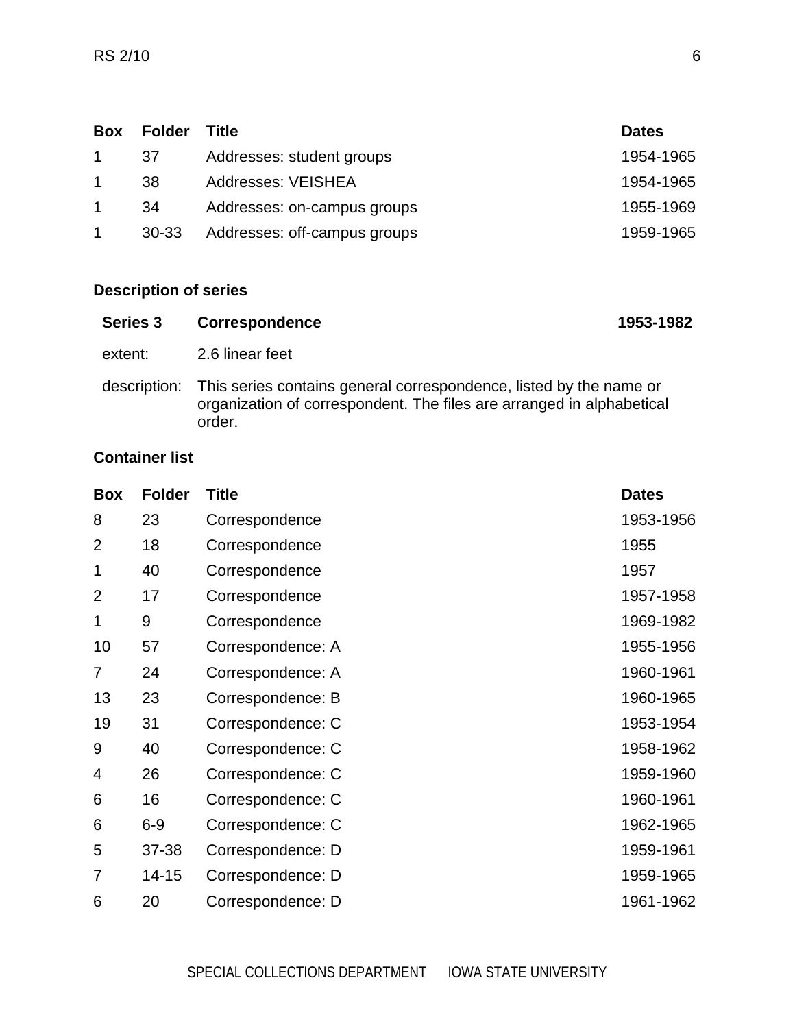| Box | Folder | Title | Dates |
|---|---|---|---|
| 1 | 37 | Addresses: student groups | 1954-1965 |
| 1 | 38 | Addresses: VEISHEA | 1954-1965 |
| 1 | 34 | Addresses: on-campus groups | 1955-1969 |
| 1 | 30-33 | Addresses: off-campus groups | 1959-1965 |

**Description of series**

| **Series 3** | **Correspondence** | **1953-1982** |
|---|---|---|
| extent: | 2.6 linear feet | |
| description: | This series contains general correspondence, listed by the name or organization of correspondent. The files are arranged in alphabetical order. | |

**Container list**

| Box | Folder | Title | Dates |
|---|---|---|---|
| 8 | 23 | Correspondence | 1953-1956 |
| 2 | 18 | Correspondence | 1955 |
| 1 | 40 | Correspondence | 1957 |
| 2 | 17 | Correspondence | 1957-1958 |
| 1 | 9 | Correspondence | 1969-1982 |
| 10 | 57 | Correspondence: A | 1955-1956 |
| 7 | 24 | Correspondence: A | 1960-1961 |
| 13 | 23 | Correspondence: B | 1960-1965 |
| 19 | 31 | Correspondence: C | 1953-1954 |
| 9 | 40 | Correspondence: C | 1958-1962 |
| 4 | 26 | Correspondence: C | 1959-1960 |
| 6 | 16 | Correspondence: C | 1960-1961 |
| 6 | 6-9 | Correspondence: C | 1962-1965 |
| 5 | 37-38 | Correspondence: D | 1959-1961 |
| 7 | 14-15 | Correspondence: D | 1959-1965 |
| 6 | 20 | Correspondence: D | 1961-1962 |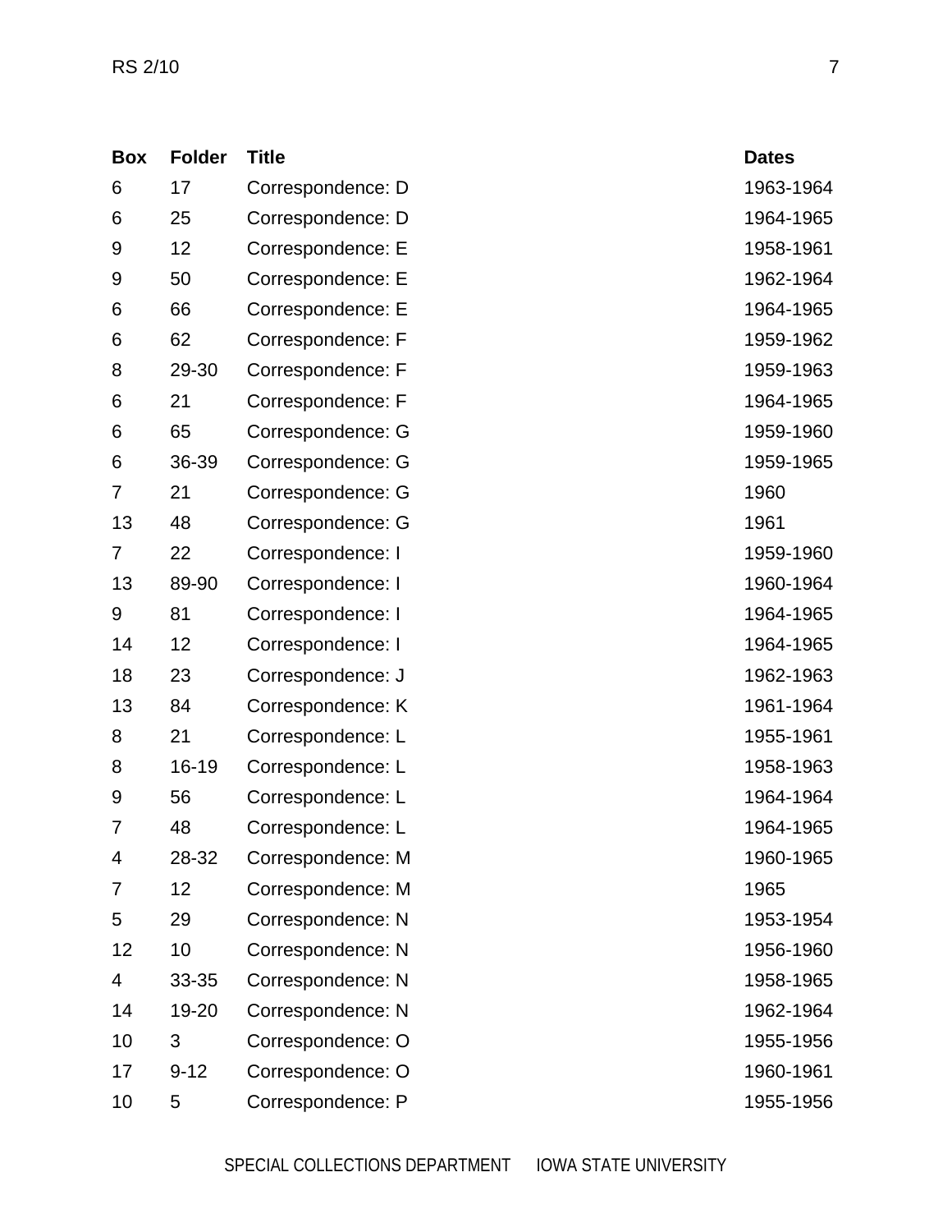| Box | Folder | Title | Dates |
|---|---|---|---|
| 6 | 17 | Correspondence: D | 1963-1964 |
| 6 | 25 | Correspondence: D | 1964-1965 |
| 9 | 12 | Correspondence: E | 1958-1961 |
| 9 | 50 | Correspondence: E | 1962-1964 |
| 6 | 66 | Correspondence: E | 1964-1965 |
| 6 | 62 | Correspondence: F | 1959-1962 |
| 8 | 29-30 | Correspondence: F | 1959-1963 |
| 6 | 21 | Correspondence: F | 1964-1965 |
| 6 | 65 | Correspondence: G | 1959-1960 |
| 6 | 36-39 | Correspondence: G | 1959-1965 |
| 7 | 21 | Correspondence: G | 1960 |
| 13 | 48 | Correspondence: G | 1961 |
| 7 | 22 | Correspondence: I | 1959-1960 |
| 13 | 89-90 | Correspondence: I | 1960-1964 |
| 9 | 81 | Correspondence: I | 1964-1965 |
| 14 | 12 | Correspondence: I | 1964-1965 |
| 18 | 23 | Correspondence: J | 1962-1963 |
| 13 | 84 | Correspondence: K | 1961-1964 |
| 8 | 21 | Correspondence: L | 1955-1961 |
| 8 | 16-19 | Correspondence: L | 1958-1963 |
| 9 | 56 | Correspondence: L | 1964-1964 |
| 7 | 48 | Correspondence: L | 1964-1965 |
| 4 | 28-32 | Correspondence: M | 1960-1965 |
| 7 | 12 | Correspondence: M | 1965 |
| 5 | 29 | Correspondence: N | 1953-1954 |
| 12 | 10 | Correspondence: N | 1956-1960 |
| 4 | 33-35 | Correspondence: N | 1958-1965 |
| 14 | 19-20 | Correspondence: N | 1962-1964 |
| 10 | 3 | Correspondence: O | 1955-1956 |
| 17 | 9-12 | Correspondence: O | 1960-1961 |
| 10 | 5 | Correspondence: P | 1955-1956 |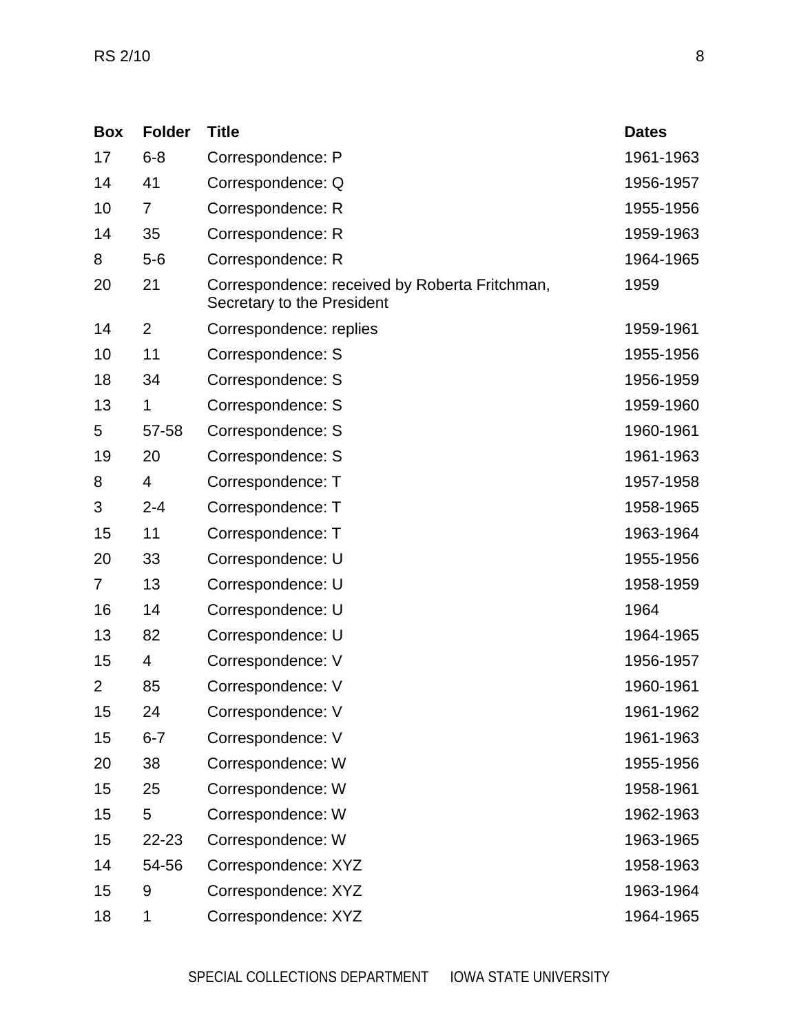| Box | Folder | Title | Dates |
| --- | --- | --- | --- |
| 17 | 6-8 | Correspondence: P | 1961-1963 |
| 14 | 41 | Correspondence: Q | 1956-1957 |
| 10 | 7 | Correspondence: R | 1955-1956 |
| 14 | 35 | Correspondence: R | 1959-1963 |
| 8 | 5-6 | Correspondence: R | 1964-1965 |
| 20 | 21 | Correspondence: received by Roberta Fritchman, Secretary to the President | 1959 |
| 14 | 2 | Correspondence: replies | 1959-1961 |
| 10 | 11 | Correspondence: S | 1955-1956 |
| 18 | 34 | Correspondence: S | 1956-1959 |
| 13 | 1 | Correspondence: S | 1959-1960 |
| 5 | 57-58 | Correspondence: S | 1960-1961 |
| 19 | 20 | Correspondence: S | 1961-1963 |
| 8 | 4 | Correspondence: T | 1957-1958 |
| 3 | 2-4 | Correspondence: T | 1958-1965 |
| 15 | 11 | Correspondence: T | 1963-1964 |
| 20 | 33 | Correspondence: U | 1955-1956 |
| 7 | 13 | Correspondence: U | 1958-1959 |
| 16 | 14 | Correspondence: U | 1964 |
| 13 | 82 | Correspondence: U | 1964-1965 |
| 15 | 4 | Correspondence: V | 1956-1957 |
| 2 | 85 | Correspondence: V | 1960-1961 |
| 15 | 24 | Correspondence: V | 1961-1962 |
| 15 | 6-7 | Correspondence: V | 1961-1963 |
| 20 | 38 | Correspondence: W | 1955-1956 |
| 15 | 25 | Correspondence: W | 1958-1961 |
| 15 | 5 | Correspondence: W | 1962-1963 |
| 15 | 22-23 | Correspondence: W | 1963-1965 |
| 14 | 54-56 | Correspondence: XYZ | 1958-1963 |
| 15 | 9 | Correspondence: XYZ | 1963-1964 |
| 18 | 1 | Correspondence: XYZ | 1964-1965 |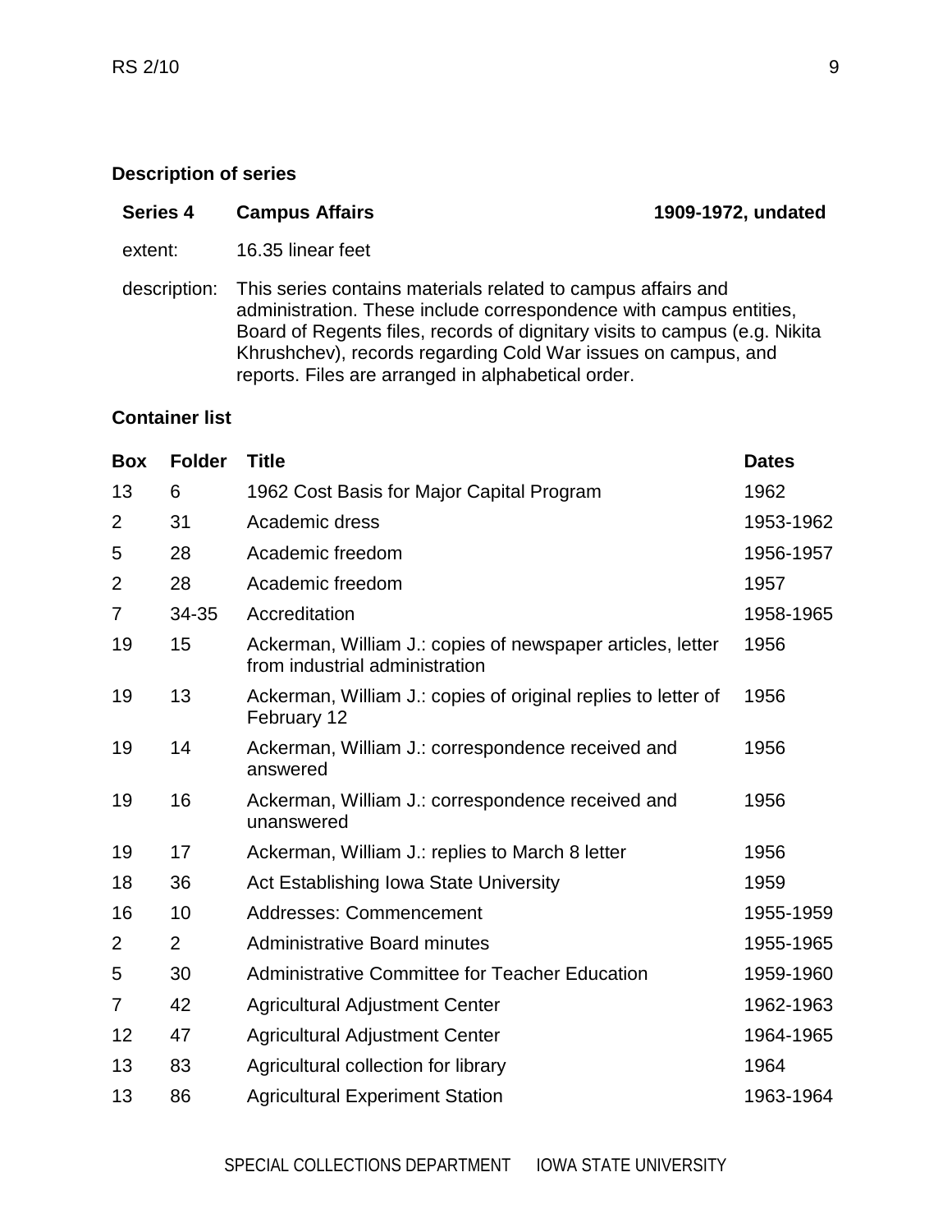## Description of series

| **Series 4** | **Campus Affairs** | **1909-1972, undated** |
|---|---|---|
| extent: | 16.35 linear feet | |
| description: | This series contains materials related to campus affairs and administration. These include correspondence with campus entities, Board of Regents files, records of dignitary visits to campus (e.g. Nikita Khrushchev), records regarding Cold War issues on campus, and reports. Files are arranged in alphabetical order. | |

## Container list

| Box | Folder | Title | Dates |
|---|---|---|---|
| 13 | 6 | 1962 Cost Basis for Major Capital Program | 1962 |
| 2 | 31 | Academic dress | 1953-1962 |
| 5 | 28 | Academic freedom | 1956-1957 |
| 2 | 28 | Academic freedom | 1957 |
| 7 | 34-35 | Accreditation | 1958-1965 |
| 19 | 15 | Ackerman, William J.: copies of newspaper articles, letter from industrial administration | 1956 |
| 19 | 13 | Ackerman, William J.: copies of original replies to letter of February 12 | 1956 |
| 19 | 14 | Ackerman, William J.: correspondence received and answered | 1956 |
| 19 | 16 | Ackerman, William J.: correspondence received and unanswered | 1956 |
| 19 | 17 | Ackerman, William J.: replies to March 8 letter | 1956 |
| 18 | 36 | Act Establishing Iowa State University | 1959 |
| 16 | 10 | Addresses: Commencement | 1955-1959 |
| 2 | 2 | Administrative Board minutes | 1955-1965 |
| 5 | 30 | Administrative Committee for Teacher Education | 1959-1960 |
| 7 | 42 | Agricultural Adjustment Center | 1962-1963 |
| 12 | 47 | Agricultural Adjustment Center | 1964-1965 |
| 13 | 83 | Agricultural collection for library | 1964 |
| 13 | 86 | Agricultural Experiment Station | 1963-1964 |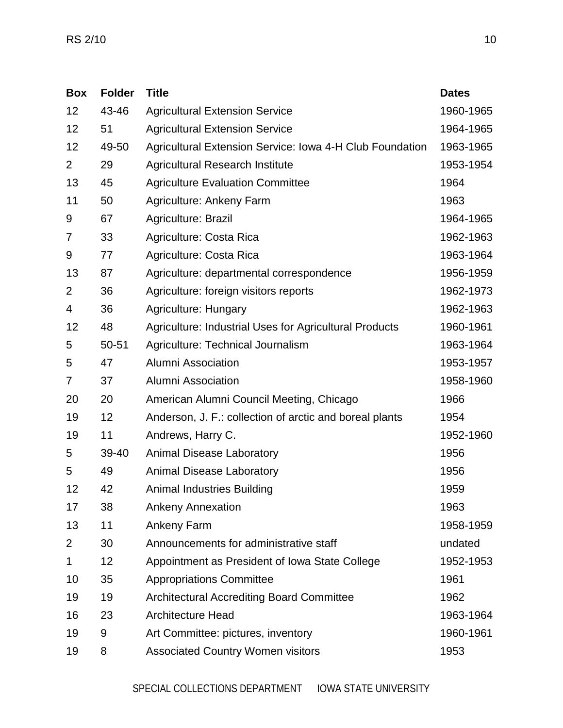| Box | Folder | Title | Dates |
| --- | --- | --- | --- |
| 12 | 43-46 | Agricultural Extension Service | 1960-1965 |
| 12 | 51 | Agricultural Extension Service | 1964-1965 |
| 12 | 49-50 | Agricultural Extension Service: Iowa 4-H Club Foundation | 1963-1965 |
| 2 | 29 | Agricultural Research Institute | 1953-1954 |
| 13 | 45 | Agriculture Evaluation Committee | 1964 |
| 11 | 50 | Agriculture: Ankeny Farm | 1963 |
| 9 | 67 | Agriculture: Brazil | 1964-1965 |
| 7 | 33 | Agriculture: Costa Rica | 1962-1963 |
| 9 | 77 | Agriculture: Costa Rica | 1963-1964 |
| 13 | 87 | Agriculture: departmental correspondence | 1956-1959 |
| 2 | 36 | Agriculture: foreign visitors reports | 1962-1973 |
| 4 | 36 | Agriculture: Hungary | 1962-1963 |
| 12 | 48 | Agriculture: Industrial Uses for Agricultural Products | 1960-1961 |
| 5 | 50-51 | Agriculture: Technical Journalism | 1963-1964 |
| 5 | 47 | Alumni Association | 1953-1957 |
| 7 | 37 | Alumni Association | 1958-1960 |
| 20 | 20 | American Alumni Council Meeting, Chicago | 1966 |
| 19 | 12 | Anderson, J. F.: collection of arctic and boreal plants | 1954 |
| 19 | 11 | Andrews, Harry C. | 1952-1960 |
| 5 | 39-40 | Animal Disease Laboratory | 1956 |
| 5 | 49 | Animal Disease Laboratory | 1956 |
| 12 | 42 | Animal Industries Building | 1959 |
| 17 | 38 | Ankeny Annexation | 1963 |
| 13 | 11 | Ankeny Farm | 1958-1959 |
| 2 | 30 | Announcements for administrative staff | undated |
| 1 | 12 | Appointment as President of Iowa State College | 1952-1953 |
| 10 | 35 | Appropriations Committee | 1961 |
| 19 | 19 | Architectural Accrediting Board Committee | 1962 |
| 16 | 23 | Architecture Head | 1963-1964 |
| 19 | 9 | Art Committee: pictures, inventory | 1960-1961 |
| 19 | 8 | Associated Country Women visitors | 1953 |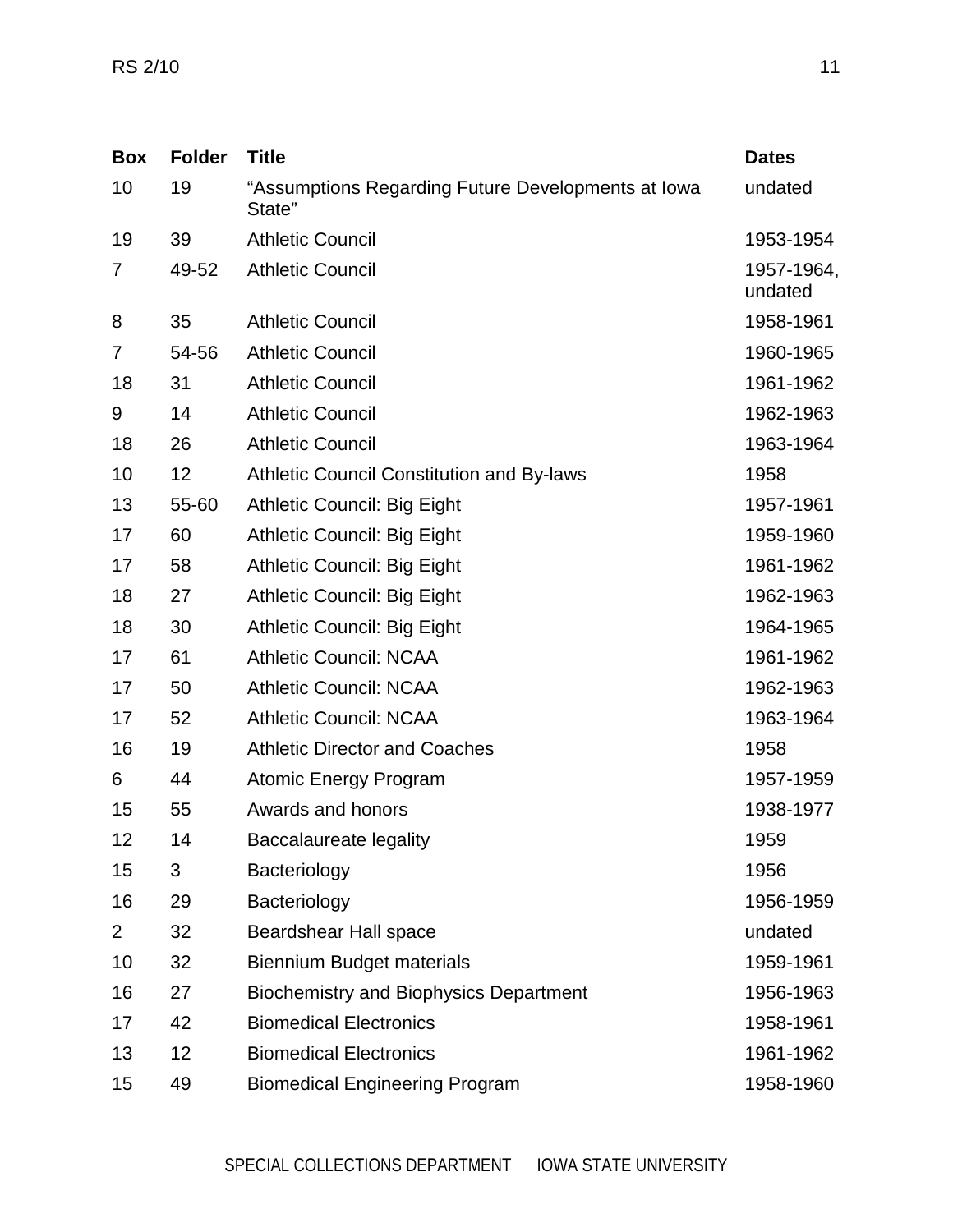| Box | Folder | Title | Dates |
|---|---|---|---|
| 10 | 19 | "Assumptions Regarding Future Developments at Iowa State" | undated |
| 19 | 39 | Athletic Council | 1953-1954 |
| 7 | 49-52 | Athletic Council | 1957-1964, undated |
| 8 | 35 | Athletic Council | 1958-1961 |
| 7 | 54-56 | Athletic Council | 1960-1965 |
| 18 | 31 | Athletic Council | 1961-1962 |
| 9 | 14 | Athletic Council | 1962-1963 |
| 18 | 26 | Athletic Council | 1963-1964 |
| 10 | 12 | Athletic Council Constitution and By-laws | 1958 |
| 13 | 55-60 | Athletic Council: Big Eight | 1957-1961 |
| 17 | 60 | Athletic Council: Big Eight | 1959-1960 |
| 17 | 58 | Athletic Council: Big Eight | 1961-1962 |
| 18 | 27 | Athletic Council: Big Eight | 1962-1963 |
| 18 | 30 | Athletic Council: Big Eight | 1964-1965 |
| 17 | 61 | Athletic Council: NCAA | 1961-1962 |
| 17 | 50 | Athletic Council: NCAA | 1962-1963 |
| 17 | 52 | Athletic Council: NCAA | 1963-1964 |
| 16 | 19 | Athletic Director and Coaches | 1958 |
| 6 | 44 | Atomic Energy Program | 1957-1959 |
| 15 | 55 | Awards and honors | 1938-1977 |
| 12 | 14 | Baccalaureate legality | 1959 |
| 15 | 3 | Bacteriology | 1956 |
| 16 | 29 | Bacteriology | 1956-1959 |
| 2 | 32 | Beardshear Hall space | undated |
| 10 | 32 | Biennium Budget materials | 1959-1961 |
| 16 | 27 | Biochemistry and Biophysics Department | 1956-1963 |
| 17 | 42 | Biomedical Electronics | 1958-1961 |
| 13 | 12 | Biomedical Electronics | 1961-1962 |
| 15 | 49 | Biomedical Engineering Program | 1958-1960 |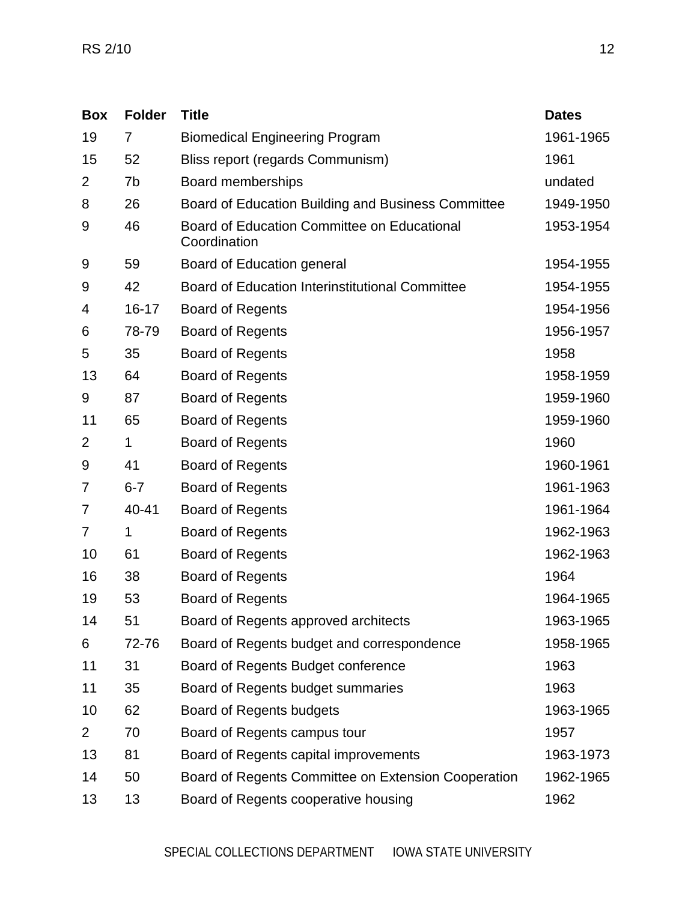| Box | Folder | Title | Dates |
|---|---|---|---|
| 19 | 7 | Biomedical Engineering Program | 1961-1965 |
| 15 | 52 | Bliss report (regards Communism) | 1961 |
| 2 | 7b | Board memberships | undated |
| 8 | 26 | Board of Education Building and Business Committee | 1949-1950 |
| 9 | 46 | Board of Education Committee on Educational Coordination | 1953-1954 |
| 9 | 59 | Board of Education general | 1954-1955 |
| 9 | 42 | Board of Education Interinstitutional Committee | 1954-1955 |
| 4 | 16-17 | Board of Regents | 1954-1956 |
| 6 | 78-79 | Board of Regents | 1956-1957 |
| 5 | 35 | Board of Regents | 1958 |
| 13 | 64 | Board of Regents | 1958-1959 |
| 9 | 87 | Board of Regents | 1959-1960 |
| 11 | 65 | Board of Regents | 1959-1960 |
| 2 | 1 | Board of Regents | 1960 |
| 9 | 41 | Board of Regents | 1960-1961 |
| 7 | 6-7 | Board of Regents | 1961-1963 |
| 7 | 40-41 | Board of Regents | 1961-1964 |
| 7 | 1 | Board of Regents | 1962-1963 |
| 10 | 61 | Board of Regents | 1962-1963 |
| 16 | 38 | Board of Regents | 1964 |
| 19 | 53 | Board of Regents | 1964-1965 |
| 14 | 51 | Board of Regents approved architects | 1963-1965 |
| 6 | 72-76 | Board of Regents budget and correspondence | 1958-1965 |
| 11 | 31 | Board of Regents Budget conference | 1963 |
| 11 | 35 | Board of Regents budget summaries | 1963 |
| 10 | 62 | Board of Regents budgets | 1963-1965 |
| 2 | 70 | Board of Regents campus tour | 1957 |
| 13 | 81 | Board of Regents capital improvements | 1963-1973 |
| 14 | 50 | Board of Regents Committee on Extension Cooperation | 1962-1965 |
| 13 | 13 | Board of Regents cooperative housing | 1962 |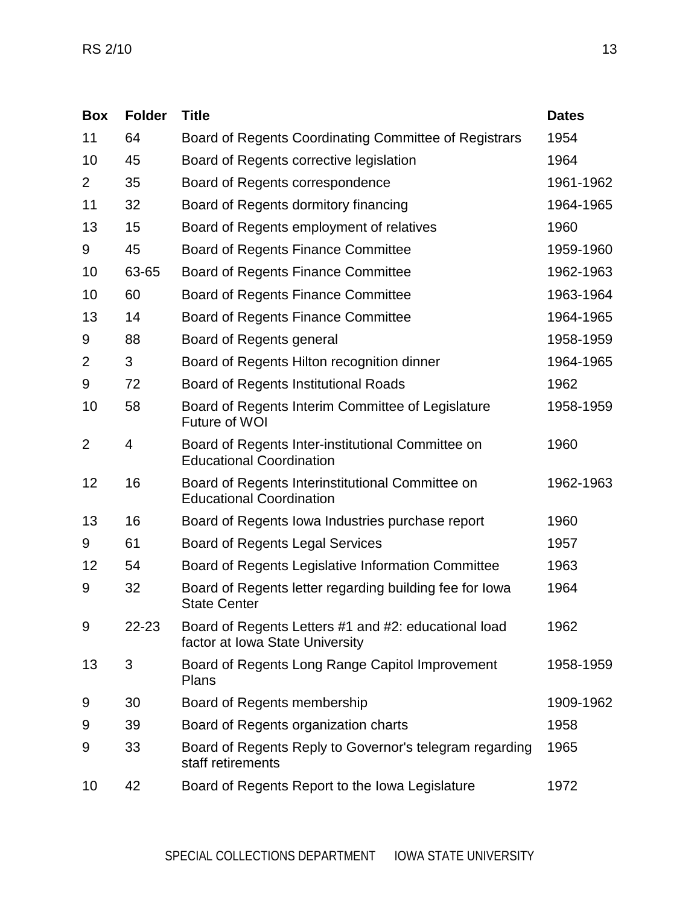| Box | Folder | Title | Dates |
|---|---|---|---|
| 11 | 64 | Board of Regents Coordinating Committee of Registrars | 1954 |
| 10 | 45 | Board of Regents corrective legislation | 1964 |
| 2 | 35 | Board of Regents correspondence | 1961-1962 |
| 11 | 32 | Board of Regents dormitory financing | 1964-1965 |
| 13 | 15 | Board of Regents employment of relatives | 1960 |
| 9 | 45 | Board of Regents Finance Committee | 1959-1960 |
| 10 | 63-65 | Board of Regents Finance Committee | 1962-1963 |
| 10 | 60 | Board of Regents Finance Committee | 1963-1964 |
| 13 | 14 | Board of Regents Finance Committee | 1964-1965 |
| 9 | 88 | Board of Regents general | 1958-1959 |
| 2 | 3 | Board of Regents Hilton recognition dinner | 1964-1965 |
| 9 | 72 | Board of Regents Institutional Roads | 1962 |
| 10 | 58 | Board of Regents Interim Committee of Legislature Future of WOI | 1958-1959 |
| 2 | 4 | Board of Regents Inter-institutional Committee on Educational Coordination | 1960 |
| 12 | 16 | Board of Regents Interinstitutional Committee on Educational Coordination | 1962-1963 |
| 13 | 16 | Board of Regents Iowa Industries purchase report | 1960 |
| 9 | 61 | Board of Regents Legal Services | 1957 |
| 12 | 54 | Board of Regents Legislative Information Committee | 1963 |
| 9 | 32 | Board of Regents letter regarding building fee for Iowa State Center | 1964 |
| 9 | 22-23 | Board of Regents Letters #1 and #2: educational load factor at Iowa State University | 1962 |
| 13 | 3 | Board of Regents Long Range Capitol Improvement Plans | 1958-1959 |
| 9 | 30 | Board of Regents membership | 1909-1962 |
| 9 | 39 | Board of Regents organization charts | 1958 |
| 9 | 33 | Board of Regents Reply to Governor's telegram regarding staff retirements | 1965 |
| 10 | 42 | Board of Regents Report to the Iowa Legislature | 1972 |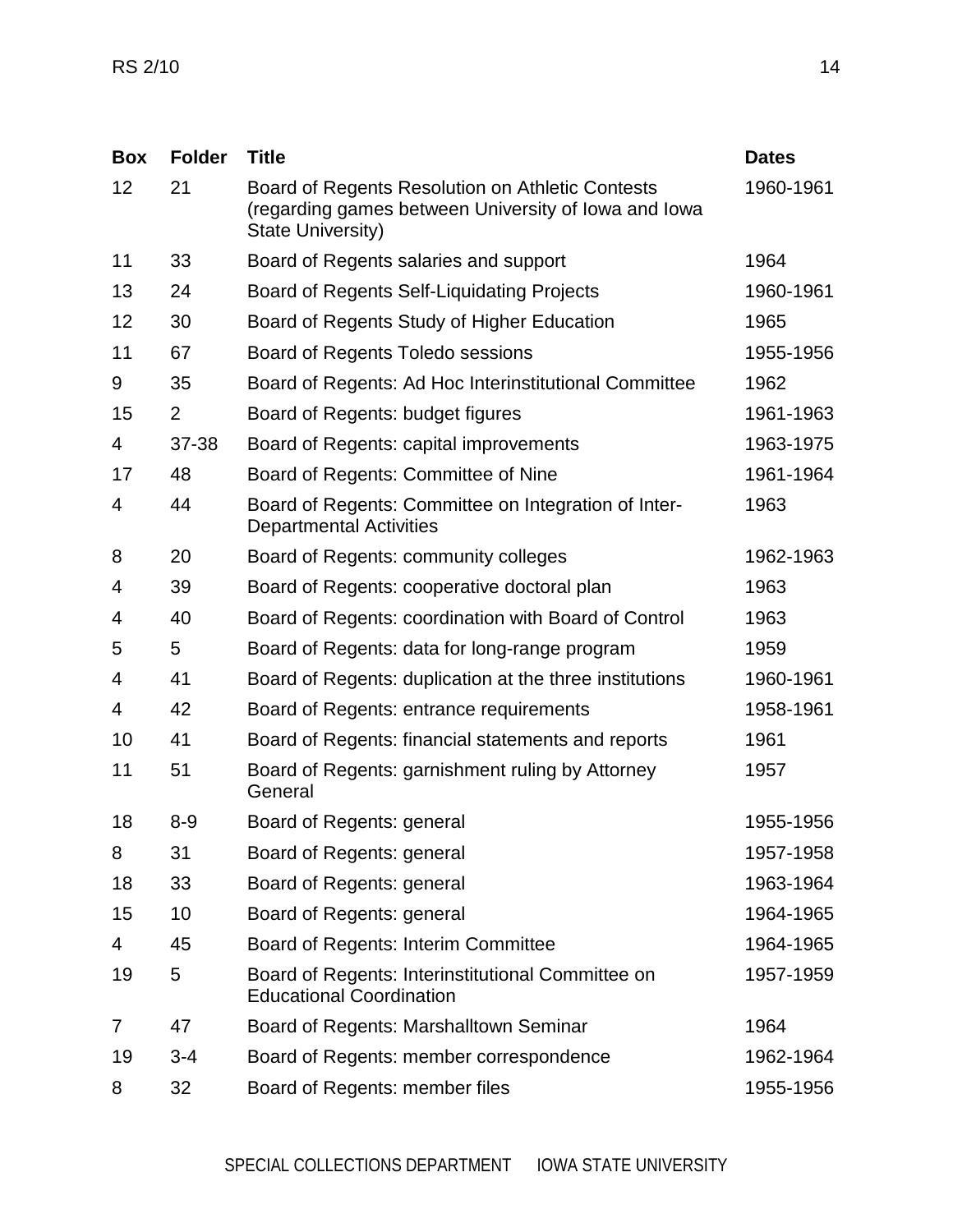| Box | Folder | Title | Dates |
|---|---|---|---|
| 12 | 21 | Board of Regents Resolution on Athletic Contests (regarding games between University of Iowa and Iowa State University) | 1960-1961 |
| 11 | 33 | Board of Regents salaries and support | 1964 |
| 13 | 24 | Board of Regents Self-Liquidating Projects | 1960-1961 |
| 12 | 30 | Board of Regents Study of Higher Education | 1965 |
| 11 | 67 | Board of Regents Toledo sessions | 1955-1956 |
| 9 | 35 | Board of Regents: Ad Hoc Interinstitutional Committee | 1962 |
| 15 | 2 | Board of Regents: budget figures | 1961-1963 |
| 4 | 37-38 | Board of Regents: capital improvements | 1963-1975 |
| 17 | 48 | Board of Regents: Committee of Nine | 1961-1964 |
| 4 | 44 | Board of Regents: Committee on Integration of Inter-Departmental Activities | 1963 |
| 8 | 20 | Board of Regents: community colleges | 1962-1963 |
| 4 | 39 | Board of Regents: cooperative doctoral plan | 1963 |
| 4 | 40 | Board of Regents: coordination with Board of Control | 1963 |
| 5 | 5 | Board of Regents: data for long-range program | 1959 |
| 4 | 41 | Board of Regents: duplication at the three institutions | 1960-1961 |
| 4 | 42 | Board of Regents: entrance requirements | 1958-1961 |
| 10 | 41 | Board of Regents: financial statements and reports | 1961 |
| 11 | 51 | Board of Regents: garnishment ruling by Attorney General | 1957 |
| 18 | 8-9 | Board of Regents: general | 1955-1956 |
| 8 | 31 | Board of Regents: general | 1957-1958 |
| 18 | 33 | Board of Regents: general | 1963-1964 |
| 15 | 10 | Board of Regents: general | 1964-1965 |
| 4 | 45 | Board of Regents: Interim Committee | 1964-1965 |
| 19 | 5 | Board of Regents: Interinstitutional Committee on Educational Coordination | 1957-1959 |
| 7 | 47 | Board of Regents: Marshalltown Seminar | 1964 |
| 19 | 3-4 | Board of Regents: member correspondence | 1962-1964 |
| 8 | 32 | Board of Regents: member files | 1955-1956 |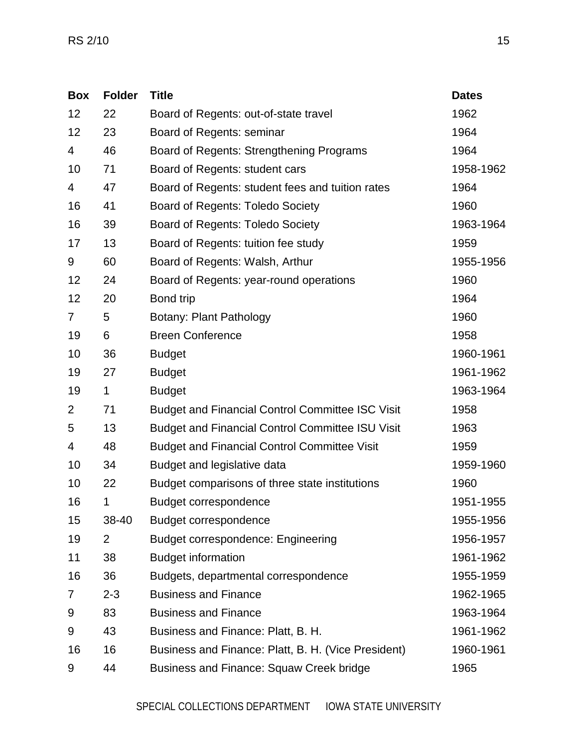| Box | Folder | Title | Dates |
|---|---|---|---|
| 12 | 22 | Board of Regents: out-of-state travel | 1962 |
| 12 | 23 | Board of Regents: seminar | 1964 |
| 4 | 46 | Board of Regents: Strengthening Programs | 1964 |
| 10 | 71 | Board of Regents: student cars | 1958-1962 |
| 4 | 47 | Board of Regents: student fees and tuition rates | 1964 |
| 16 | 41 | Board of Regents: Toledo Society | 1960 |
| 16 | 39 | Board of Regents: Toledo Society | 1963-1964 |
| 17 | 13 | Board of Regents: tuition fee study | 1959 |
| 9 | 60 | Board of Regents: Walsh, Arthur | 1955-1956 |
| 12 | 24 | Board of Regents: year-round operations | 1960 |
| 12 | 20 | Bond trip | 1964 |
| 7 | 5 | Botany: Plant Pathology | 1960 |
| 19 | 6 | Breen Conference | 1958 |
| 10 | 36 | Budget | 1960-1961 |
| 19 | 27 | Budget | 1961-1962 |
| 19 | 1 | Budget | 1963-1964 |
| 2 | 71 | Budget and Financial Control Committee ISC Visit | 1958 |
| 5 | 13 | Budget and Financial Control Committee ISU Visit | 1963 |
| 4 | 48 | Budget and Financial Control Committee Visit | 1959 |
| 10 | 34 | Budget and legislative data | 1959-1960 |
| 10 | 22 | Budget comparisons of three state institutions | 1960 |
| 16 | 1 | Budget correspondence | 1951-1955 |
| 15 | 38-40 | Budget correspondence | 1955-1956 |
| 19 | 2 | Budget correspondence: Engineering | 1956-1957 |
| 11 | 38 | Budget information | 1961-1962 |
| 16 | 36 | Budgets, departmental correspondence | 1955-1959 |
| 7 | 2-3 | Business and Finance | 1962-1965 |
| 9 | 83 | Business and Finance | 1963-1964 |
| 9 | 43 | Business and Finance: Platt, B. H. | 1961-1962 |
| 16 | 16 | Business and Finance: Platt, B. H. (Vice President) | 1960-1961 |
| 9 | 44 | Business and Finance: Squaw Creek bridge | 1965 |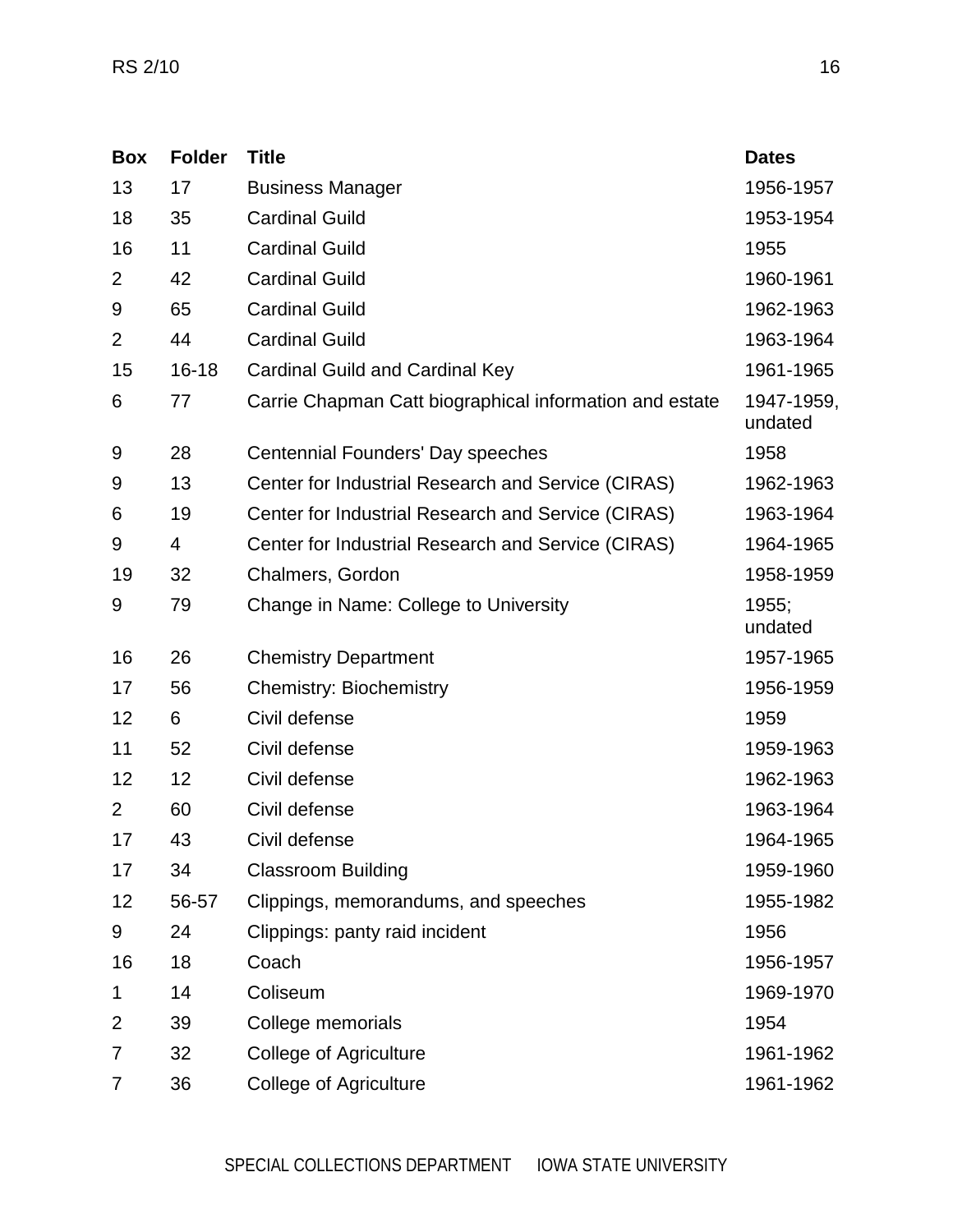| Box | Folder | Title | Dates |
|---|---|---|---|
| 13 | 17 | Business Manager | 1956-1957 |
| 18 | 35 | Cardinal Guild | 1953-1954 |
| 16 | 11 | Cardinal Guild | 1955 |
| 2 | 42 | Cardinal Guild | 1960-1961 |
| 9 | 65 | Cardinal Guild | 1962-1963 |
| 2 | 44 | Cardinal Guild | 1963-1964 |
| 15 | 16-18 | Cardinal Guild and Cardinal Key | 1961-1965 |
| 6 | 77 | Carrie Chapman Catt biographical information and estate | 1947-1959, undated |
| 9 | 28 | Centennial Founders' Day speeches | 1958 |
| 9 | 13 | Center for Industrial Research and Service (CIRAS) | 1962-1963 |
| 6 | 19 | Center for Industrial Research and Service (CIRAS) | 1963-1964 |
| 9 | 4 | Center for Industrial Research and Service (CIRAS) | 1964-1965 |
| 19 | 32 | Chalmers, Gordon | 1958-1959 |
| 9 | 79 | Change in Name: College to University | 1955; undated |
| 16 | 26 | Chemistry Department | 1957-1965 |
| 17 | 56 | Chemistry: Biochemistry | 1956-1959 |
| 12 | 6 | Civil defense | 1959 |
| 11 | 52 | Civil defense | 1959-1963 |
| 12 | 12 | Civil defense | 1962-1963 |
| 2 | 60 | Civil defense | 1963-1964 |
| 17 | 43 | Civil defense | 1964-1965 |
| 17 | 34 | Classroom Building | 1959-1960 |
| 12 | 56-57 | Clippings, memorandums, and speeches | 1955-1982 |
| 9 | 24 | Clippings: panty raid incident | 1956 |
| 16 | 18 | Coach | 1956-1957 |
| 1 | 14 | Coliseum | 1969-1970 |
| 2 | 39 | College memorials | 1954 |
| 7 | 32 | College of Agriculture | 1961-1962 |
| 7 | 36 | College of Agriculture | 1961-1962 |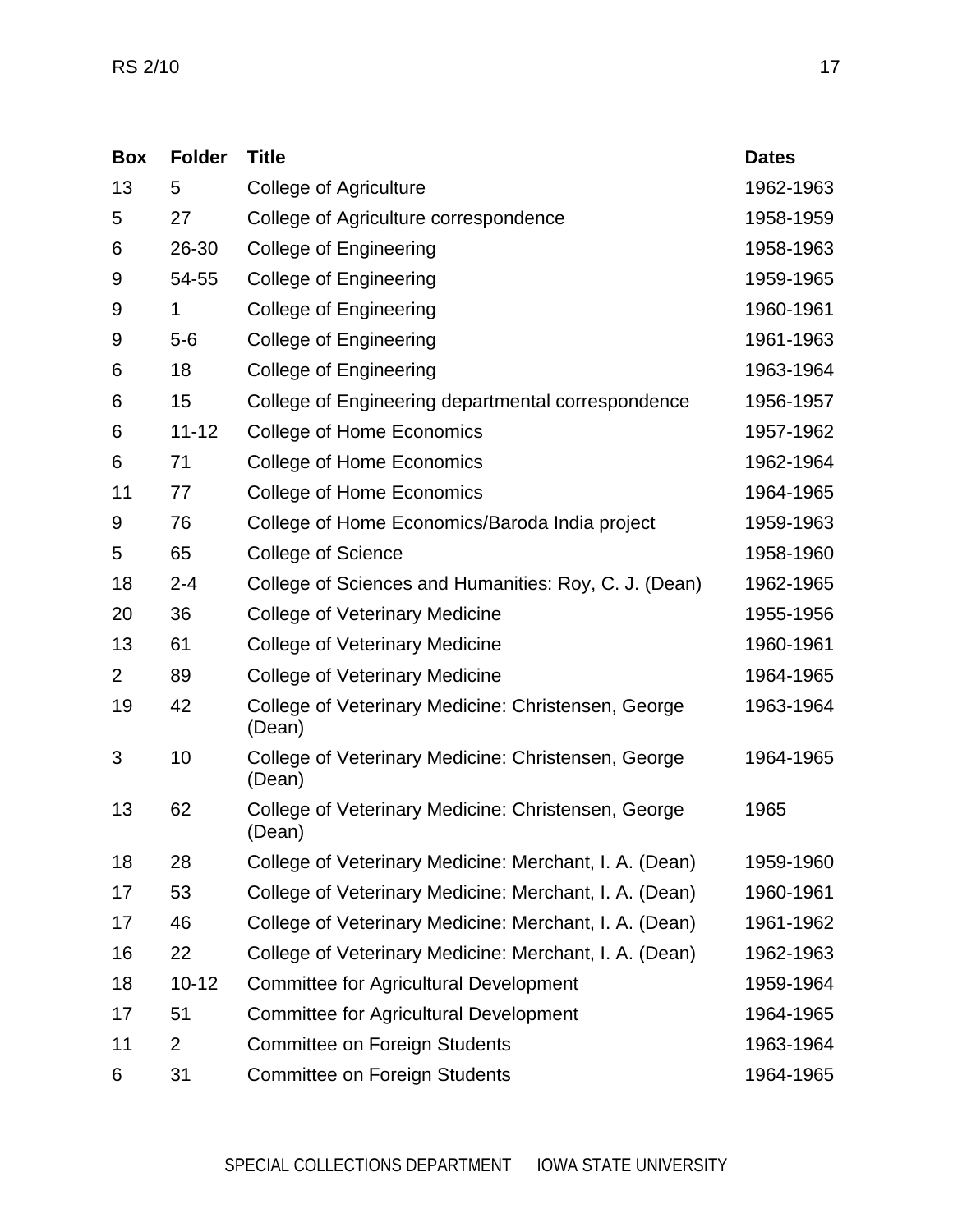| Box | Folder | Title | Dates |
|---|---|---|---|
| 13 | 5 | College of Agriculture | 1962-1963 |
| 5 | 27 | College of Agriculture correspondence | 1958-1959 |
| 6 | 26-30 | College of Engineering | 1958-1963 |
| 9 | 54-55 | College of Engineering | 1959-1965 |
| 9 | 1 | College of Engineering | 1960-1961 |
| 9 | 5-6 | College of Engineering | 1961-1963 |
| 6 | 18 | College of Engineering | 1963-1964 |
| 6 | 15 | College of Engineering departmental correspondence | 1956-1957 |
| 6 | 11-12 | College of Home Economics | 1957-1962 |
| 6 | 71 | College of Home Economics | 1962-1964 |
| 11 | 77 | College of Home Economics | 1964-1965 |
| 9 | 76 | College of Home Economics/Baroda India project | 1959-1963 |
| 5 | 65 | College of Science | 1958-1960 |
| 18 | 2-4 | College of Sciences and Humanities: Roy, C. J. (Dean) | 1962-1965 |
| 20 | 36 | College of Veterinary Medicine | 1955-1956 |
| 13 | 61 | College of Veterinary Medicine | 1960-1961 |
| 2 | 89 | College of Veterinary Medicine | 1964-1965 |
| 19 | 42 | College of Veterinary Medicine: Christensen, George (Dean) | 1963-1964 |
| 3 | 10 | College of Veterinary Medicine: Christensen, George (Dean) | 1964-1965 |
| 13 | 62 | College of Veterinary Medicine: Christensen, George (Dean) | 1965 |
| 18 | 28 | College of Veterinary Medicine: Merchant, I. A. (Dean) | 1959-1960 |
| 17 | 53 | College of Veterinary Medicine: Merchant, I. A. (Dean) | 1960-1961 |
| 17 | 46 | College of Veterinary Medicine: Merchant, I. A. (Dean) | 1961-1962 |
| 16 | 22 | College of Veterinary Medicine: Merchant, I. A. (Dean) | 1962-1963 |
| 18 | 10-12 | Committee for Agricultural Development | 1959-1964 |
| 17 | 51 | Committee for Agricultural Development | 1964-1965 |
| 11 | 2 | Committee on Foreign Students | 1963-1964 |
| 6 | 31 | Committee on Foreign Students | 1964-1965 |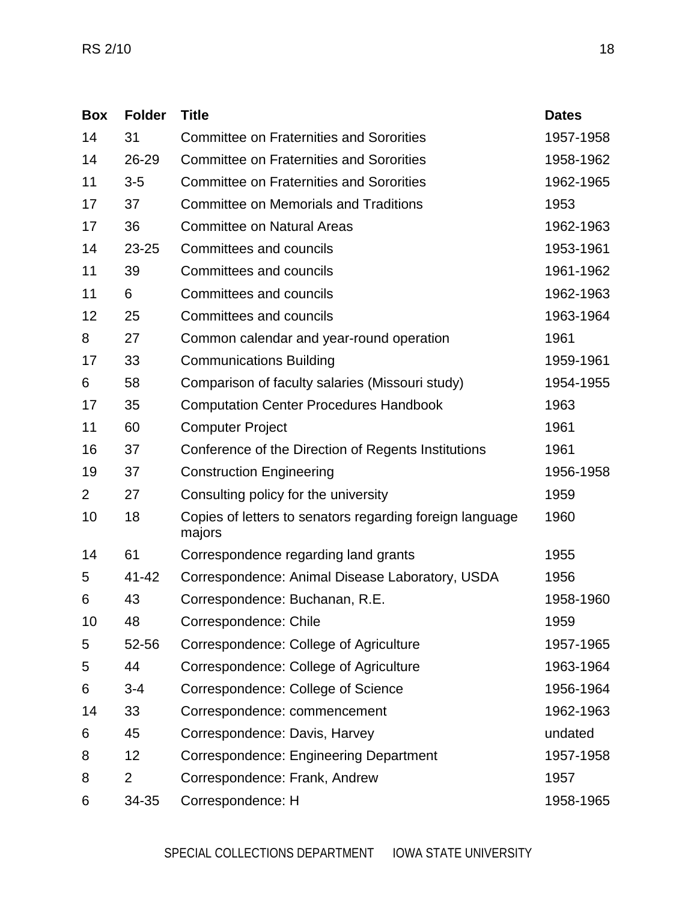| Box | Folder | Title | Dates |
|---|---|---|---|
| 14 | 31 | Committee on Fraternities and Sororities | 1957-1958 |
| 14 | 26-29 | Committee on Fraternities and Sororities | 1958-1962 |
| 11 | 3-5 | Committee on Fraternities and Sororities | 1962-1965 |
| 17 | 37 | Committee on Memorials and Traditions | 1953 |
| 17 | 36 | Committee on Natural Areas | 1962-1963 |
| 14 | 23-25 | Committees and councils | 1953-1961 |
| 11 | 39 | Committees and councils | 1961-1962 |
| 11 | 6 | Committees and councils | 1962-1963 |
| 12 | 25 | Committees and councils | 1963-1964 |
| 8 | 27 | Common calendar and year-round operation | 1961 |
| 17 | 33 | Communications Building | 1959-1961 |
| 6 | 58 | Comparison of faculty salaries (Missouri study) | 1954-1955 |
| 17 | 35 | Computation Center Procedures Handbook | 1963 |
| 11 | 60 | Computer Project | 1961 |
| 16 | 37 | Conference of the Direction of Regents Institutions | 1961 |
| 19 | 37 | Construction Engineering | 1956-1958 |
| 2 | 27 | Consulting policy for the university | 1959 |
| 10 | 18 | Copies of letters to senators regarding foreign language majors | 1960 |
| 14 | 61 | Correspondence regarding land grants | 1955 |
| 5 | 41-42 | Correspondence: Animal Disease Laboratory, USDA | 1956 |
| 6 | 43 | Correspondence: Buchanan, R.E. | 1958-1960 |
| 10 | 48 | Correspondence: Chile | 1959 |
| 5 | 52-56 | Correspondence: College of Agriculture | 1957-1965 |
| 5 | 44 | Correspondence: College of Agriculture | 1963-1964 |
| 6 | 3-4 | Correspondence: College of Science | 1956-1964 |
| 14 | 33 | Correspondence: commencement | 1962-1963 |
| 6 | 45 | Correspondence: Davis, Harvey | undated |
| 8 | 12 | Correspondence: Engineering Department | 1957-1958 |
| 8 | 2 | Correspondence: Frank, Andrew | 1957 |
| 6 | 34-35 | Correspondence: H | 1958-1965 |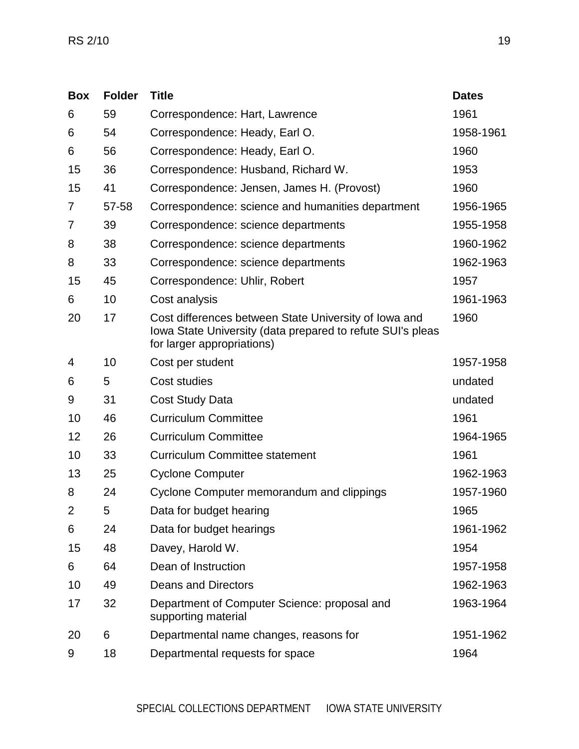| Box | Folder | Title | Dates |
|---|---|---|---|
| 6 | 59 | Correspondence: Hart, Lawrence | 1961 |
| 6 | 54 | Correspondence: Heady, Earl O. | 1958-1961 |
| 6 | 56 | Correspondence: Heady, Earl O. | 1960 |
| 15 | 36 | Correspondence: Husband, Richard W. | 1953 |
| 15 | 41 | Correspondence: Jensen, James H. (Provost) | 1960 |
| 7 | 57-58 | Correspondence: science and humanities department | 1956-1965 |
| 7 | 39 | Correspondence: science departments | 1955-1958 |
| 8 | 38 | Correspondence: science departments | 1960-1962 |
| 8 | 33 | Correspondence: science departments | 1962-1963 |
| 15 | 45 | Correspondence: Uhlir, Robert | 1957 |
| 6 | 10 | Cost analysis | 1961-1963 |
| 20 | 17 | Cost differences between State University of Iowa and Iowa State University (data prepared to refute SUI's pleas for larger appropriations) | 1960 |
| 4 | 10 | Cost per student | 1957-1958 |
| 6 | 5 | Cost studies | undated |
| 9 | 31 | Cost Study Data | undated |
| 10 | 46 | Curriculum Committee | 1961 |
| 12 | 26 | Curriculum Committee | 1964-1965 |
| 10 | 33 | Curriculum Committee statement | 1961 |
| 13 | 25 | Cyclone Computer | 1962-1963 |
| 8 | 24 | Cyclone Computer memorandum and clippings | 1957-1960 |
| 2 | 5 | Data for budget hearing | 1965 |
| 6 | 24 | Data for budget hearings | 1961-1962 |
| 15 | 48 | Davey, Harold W. | 1954 |
| 6 | 64 | Dean of Instruction | 1957-1958 |
| 10 | 49 | Deans and Directors | 1962-1963 |
| 17 | 32 | Department of Computer Science: proposal and supporting material | 1963-1964 |
| 20 | 6 | Departmental name changes, reasons for | 1951-1962 |
| 9 | 18 | Departmental requests for space | 1964 |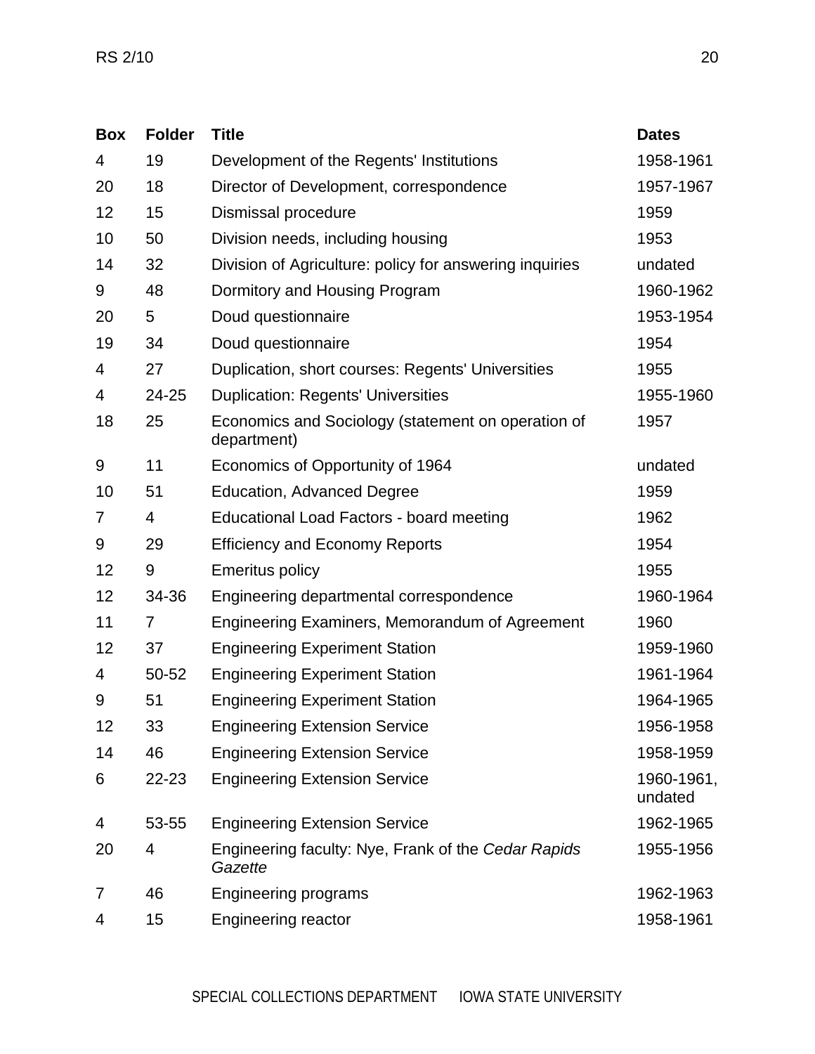| Box | Folder | Title | Dates |
|---|---|---|---|
| 4 | 19 | Development of the Regents' Institutions | 1958-1961 |
| 20 | 18 | Director of Development, correspondence | 1957-1967 |
| 12 | 15 | Dismissal procedure | 1959 |
| 10 | 50 | Division needs, including housing | 1953 |
| 14 | 32 | Division of Agriculture: policy for answering inquiries | undated |
| 9 | 48 | Dormitory and Housing Program | 1960-1962 |
| 20 | 5 | Doud questionnaire | 1953-1954 |
| 19 | 34 | Doud questionnaire | 1954 |
| 4 | 27 | Duplication, short courses: Regents' Universities | 1955 |
| 4 | 24-25 | Duplication: Regents' Universities | 1955-1960 |
| 18 | 25 | Economics and Sociology (statement on operation of department) | 1957 |
| 9 | 11 | Economics of Opportunity of 1964 | undated |
| 10 | 51 | Education, Advanced Degree | 1959 |
| 7 | 4 | Educational Load Factors - board meeting | 1962 |
| 9 | 29 | Efficiency and Economy Reports | 1954 |
| 12 | 9 | Emeritus policy | 1955 |
| 12 | 34-36 | Engineering departmental correspondence | 1960-1964 |
| 11 | 7 | Engineering Examiners, Memorandum of Agreement | 1960 |
| 12 | 37 | Engineering Experiment Station | 1959-1960 |
| 4 | 50-52 | Engineering Experiment Station | 1961-1964 |
| 9 | 51 | Engineering Experiment Station | 1964-1965 |
| 12 | 33 | Engineering Extension Service | 1956-1958 |
| 14 | 46 | Engineering Extension Service | 1958-1959 |
| 6 | 22-23 | Engineering Extension Service | 1960-1961, undated |
| 4 | 53-55 | Engineering Extension Service | 1962-1965 |
| 20 | 4 | Engineering faculty: Nye, Frank of the *Cedar Rapids Gazette* | 1955-1956 |
| 7 | 46 | Engineering programs | 1962-1963 |
| 4 | 15 | Engineering reactor | 1958-1961 |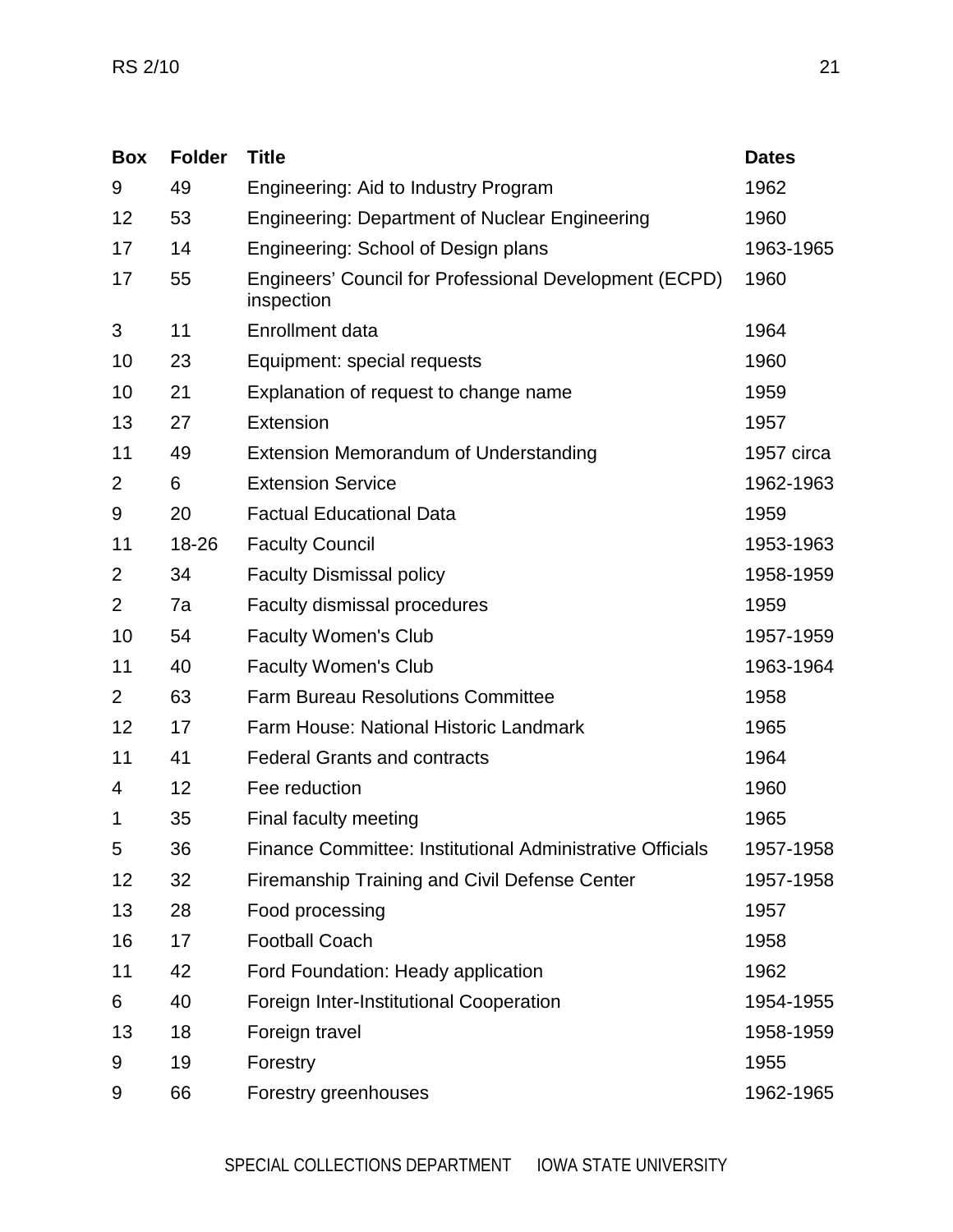| Box | Folder | Title | Dates |
|---|---|---|---|
| 9 | 49 | Engineering: Aid to Industry Program | 1962 |
| 12 | 53 | Engineering: Department of Nuclear Engineering | 1960 |
| 17 | 14 | Engineering: School of Design plans | 1963-1965 |
| 17 | 55 | Engineers' Council for Professional Development (ECPD) inspection | 1960 |
| 3 | 11 | Enrollment data | 1964 |
| 10 | 23 | Equipment: special requests | 1960 |
| 10 | 21 | Explanation of request to change name | 1959 |
| 13 | 27 | Extension | 1957 |
| 11 | 49 | Extension Memorandum of Understanding | 1957 circa |
| 2 | 6 | Extension Service | 1962-1963 |
| 9 | 20 | Factual Educational Data | 1959 |
| 11 | 18-26 | Faculty Council | 1953-1963 |
| 2 | 34 | Faculty Dismissal policy | 1958-1959 |
| 2 | 7a | Faculty dismissal procedures | 1959 |
| 10 | 54 | Faculty Women's Club | 1957-1959 |
| 11 | 40 | Faculty Women's Club | 1963-1964 |
| 2 | 63 | Farm Bureau Resolutions Committee | 1958 |
| 12 | 17 | Farm House: National Historic Landmark | 1965 |
| 11 | 41 | Federal Grants and contracts | 1964 |
| 4 | 12 | Fee reduction | 1960 |
| 1 | 35 | Final faculty meeting | 1965 |
| 5 | 36 | Finance Committee: Institutional Administrative Officials | 1957-1958 |
| 12 | 32 | Firemanship Training and Civil Defense Center | 1957-1958 |
| 13 | 28 | Food processing | 1957 |
| 16 | 17 | Football Coach | 1958 |
| 11 | 42 | Ford Foundation: Heady application | 1962 |
| 6 | 40 | Foreign Inter-Institutional Cooperation | 1954-1955 |
| 13 | 18 | Foreign travel | 1958-1959 |
| 9 | 19 | Forestry | 1955 |
| 9 | 66 | Forestry greenhouses | 1962-1965 |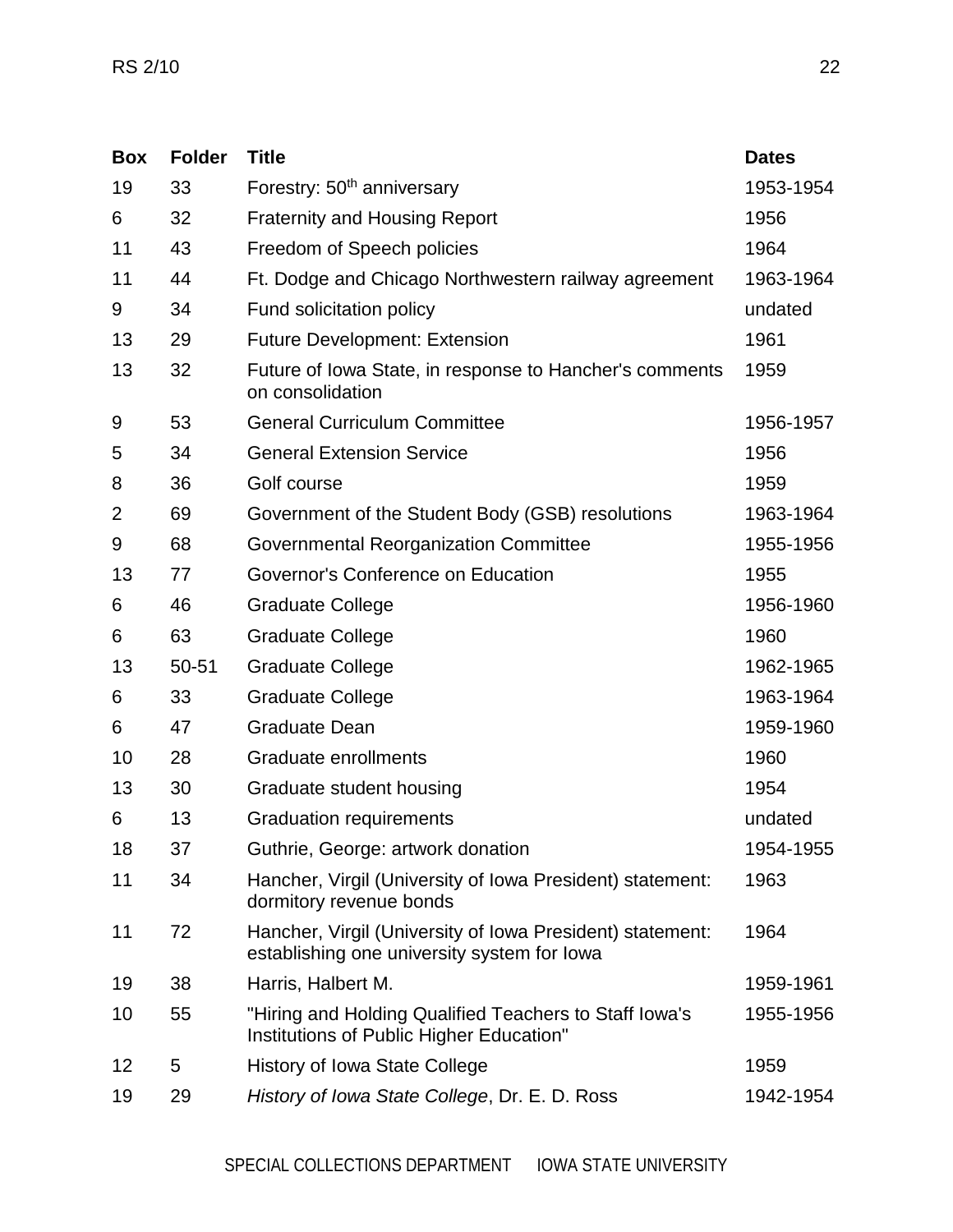| Box | Folder | Title | Dates |
| --- | --- | --- | --- |
| 19 | 33 | Forestry: 50th anniversary | 1953-1954 |
| 6 | 32 | Fraternity and Housing Report | 1956 |
| 11 | 43 | Freedom of Speech policies | 1964 |
| 11 | 44 | Ft. Dodge and Chicago Northwestern railway agreement | 1963-1964 |
| 9 | 34 | Fund solicitation policy | undated |
| 13 | 29 | Future Development: Extension | 1961 |
| 13 | 32 | Future of Iowa State, in response to Hancher's comments on consolidation | 1959 |
| 9 | 53 | General Curriculum Committee | 1956-1957 |
| 5 | 34 | General Extension Service | 1956 |
| 8 | 36 | Golf course | 1959 |
| 2 | 69 | Government of the Student Body (GSB) resolutions | 1963-1964 |
| 9 | 68 | Governmental Reorganization Committee | 1955-1956 |
| 13 | 77 | Governor's Conference on Education | 1955 |
| 6 | 46 | Graduate College | 1956-1960 |
| 6 | 63 | Graduate College | 1960 |
| 13 | 50-51 | Graduate College | 1962-1965 |
| 6 | 33 | Graduate College | 1963-1964 |
| 6 | 47 | Graduate Dean | 1959-1960 |
| 10 | 28 | Graduate enrollments | 1960 |
| 13 | 30 | Graduate student housing | 1954 |
| 6 | 13 | Graduation requirements | undated |
| 18 | 37 | Guthrie, George: artwork donation | 1954-1955 |
| 11 | 34 | Hancher, Virgil (University of Iowa President) statement: dormitory revenue bonds | 1963 |
| 11 | 72 | Hancher, Virgil (University of Iowa President) statement: establishing one university system for Iowa | 1964 |
| 19 | 38 | Harris, Halbert M. | 1959-1961 |
| 10 | 55 | "Hiring and Holding Qualified Teachers to Staff Iowa's Institutions of Public Higher Education" | 1955-1956 |
| 12 | 5 | History of Iowa State College | 1959 |
| 19 | 29 | *History of Iowa State College*, Dr. E. D. Ross | 1942-1954 |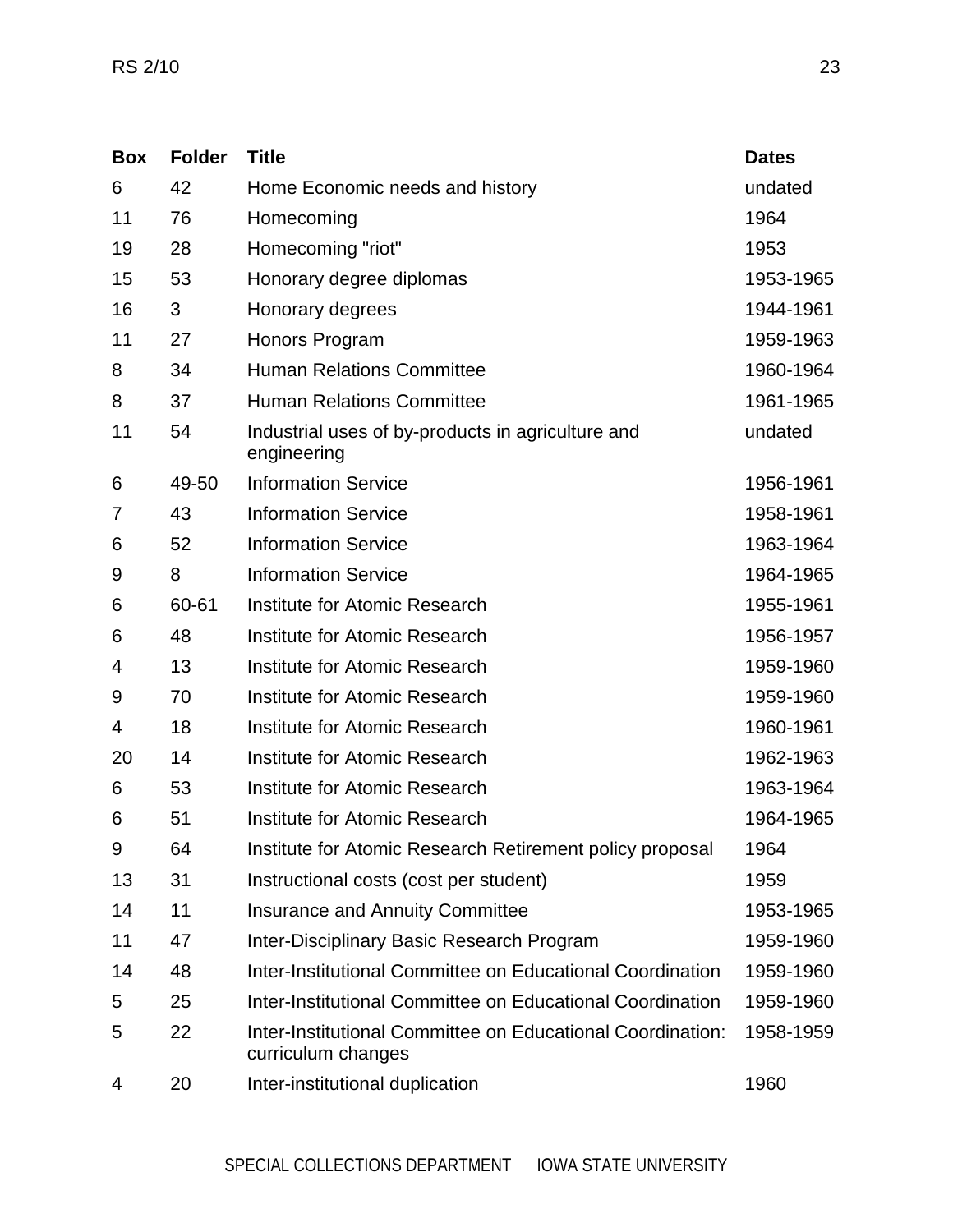| Box | Folder | Title | Dates |
|---|---|---|---|
| 6 | 42 | Home Economic needs and history | undated |
| 11 | 76 | Homecoming | 1964 |
| 19 | 28 | Homecoming "riot" | 1953 |
| 15 | 53 | Honorary degree diplomas | 1953-1965 |
| 16 | 3 | Honorary degrees | 1944-1961 |
| 11 | 27 | Honors Program | 1959-1963 |
| 8 | 34 | Human Relations Committee | 1960-1964 |
| 8 | 37 | Human Relations Committee | 1961-1965 |
| 11 | 54 | Industrial uses of by-products in agriculture and engineering | undated |
| 6 | 49-50 | Information Service | 1956-1961 |
| 7 | 43 | Information Service | 1958-1961 |
| 6 | 52 | Information Service | 1963-1964 |
| 9 | 8 | Information Service | 1964-1965 |
| 6 | 60-61 | Institute for Atomic Research | 1955-1961 |
| 6 | 48 | Institute for Atomic Research | 1956-1957 |
| 4 | 13 | Institute for Atomic Research | 1959-1960 |
| 9 | 70 | Institute for Atomic Research | 1959-1960 |
| 4 | 18 | Institute for Atomic Research | 1960-1961 |
| 20 | 14 | Institute for Atomic Research | 1962-1963 |
| 6 | 53 | Institute for Atomic Research | 1963-1964 |
| 6 | 51 | Institute for Atomic Research | 1964-1965 |
| 9 | 64 | Institute for Atomic Research Retirement policy proposal | 1964 |
| 13 | 31 | Instructional costs (cost per student) | 1959 |
| 14 | 11 | Insurance and Annuity Committee | 1953-1965 |
| 11 | 47 | Inter-Disciplinary Basic Research Program | 1959-1960 |
| 14 | 48 | Inter-Institutional Committee on Educational Coordination | 1959-1960 |
| 5 | 25 | Inter-Institutional Committee on Educational Coordination | 1959-1960 |
| 5 | 22 | Inter-Institutional Committee on Educational Coordination: curriculum changes | 1958-1959 |
| 4 | 20 | Inter-institutional duplication | 1960 |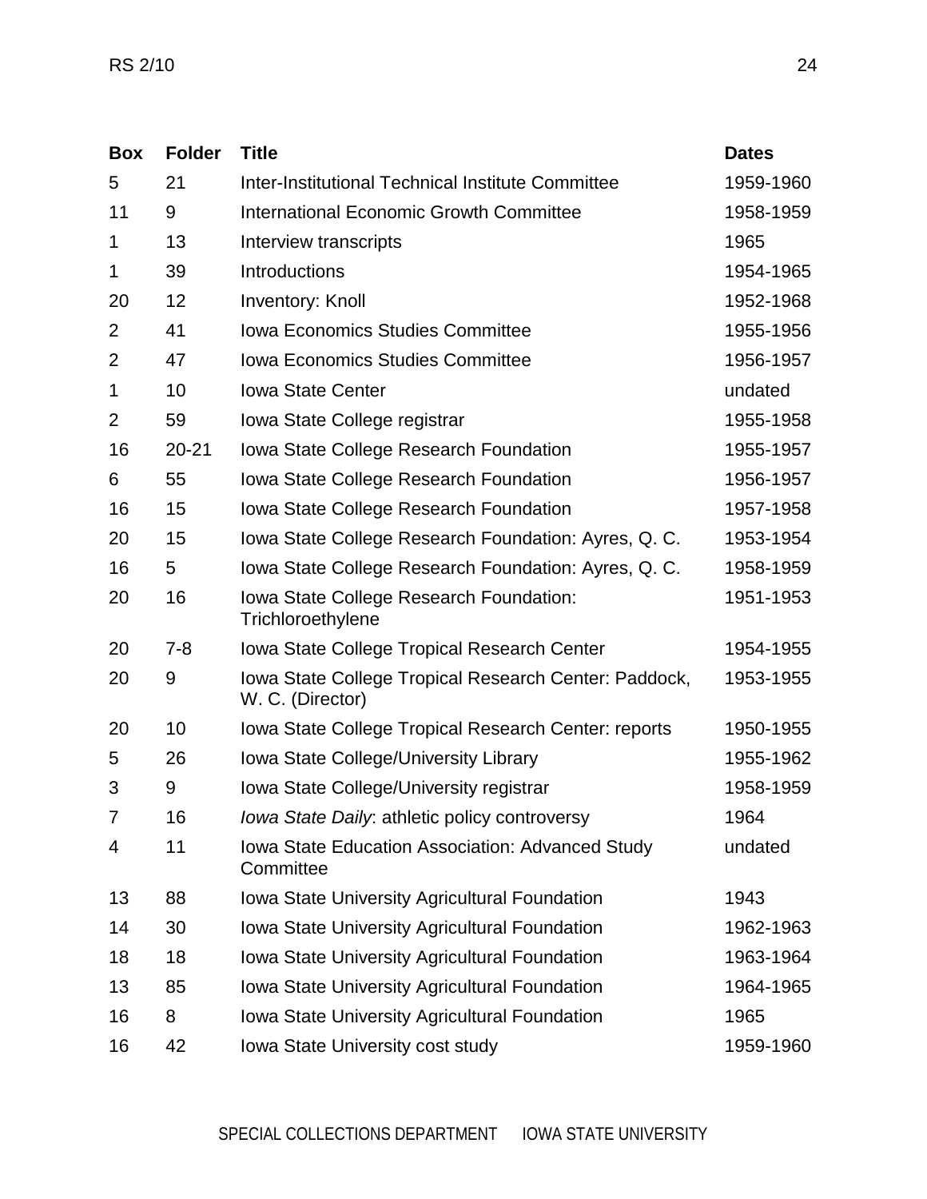| Box | Folder | Title | Dates |
|---|---|---|---|
| 5 | 21 | Inter-Institutional Technical Institute Committee | 1959-1960 |
| 11 | 9 | International Economic Growth Committee | 1958-1959 |
| 1 | 13 | Interview transcripts | 1965 |
| 1 | 39 | Introductions | 1954-1965 |
| 20 | 12 | Inventory: Knoll | 1952-1968 |
| 2 | 41 | Iowa Economics Studies Committee | 1955-1956 |
| 2 | 47 | Iowa Economics Studies Committee | 1956-1957 |
| 1 | 10 | Iowa State Center | undated |
| 2 | 59 | Iowa State College registrar | 1955-1958 |
| 16 | 20-21 | Iowa State College Research Foundation | 1955-1957 |
| 6 | 55 | Iowa State College Research Foundation | 1956-1957 |
| 16 | 15 | Iowa State College Research Foundation | 1957-1958 |
| 20 | 15 | Iowa State College Research Foundation: Ayres, Q. C. | 1953-1954 |
| 16 | 5 | Iowa State College Research Foundation: Ayres, Q. C. | 1958-1959 |
| 20 | 16 | Iowa State College Research Foundation: Trichloroethylene | 1951-1953 |
| 20 | 7-8 | Iowa State College Tropical Research Center | 1954-1955 |
| 20 | 9 | Iowa State College Tropical Research Center: Paddock, W. C. (Director) | 1953-1955 |
| 20 | 10 | Iowa State College Tropical Research Center: reports | 1950-1955 |
| 5 | 26 | Iowa State College/University Library | 1955-1962 |
| 3 | 9 | Iowa State College/University registrar | 1958-1959 |
| 7 | 16 | *Iowa State Daily*: athletic policy controversy | 1964 |
| 4 | 11 | Iowa State Education Association: Advanced Study Committee | undated |
| 13 | 88 | Iowa State University Agricultural Foundation | 1943 |
| 14 | 30 | Iowa State University Agricultural Foundation | 1962-1963 |
| 18 | 18 | Iowa State University Agricultural Foundation | 1963-1964 |
| 13 | 85 | Iowa State University Agricultural Foundation | 1964-1965 |
| 16 | 8 | Iowa State University Agricultural Foundation | 1965 |
| 16 | 42 | Iowa State University cost study | 1959-1960 |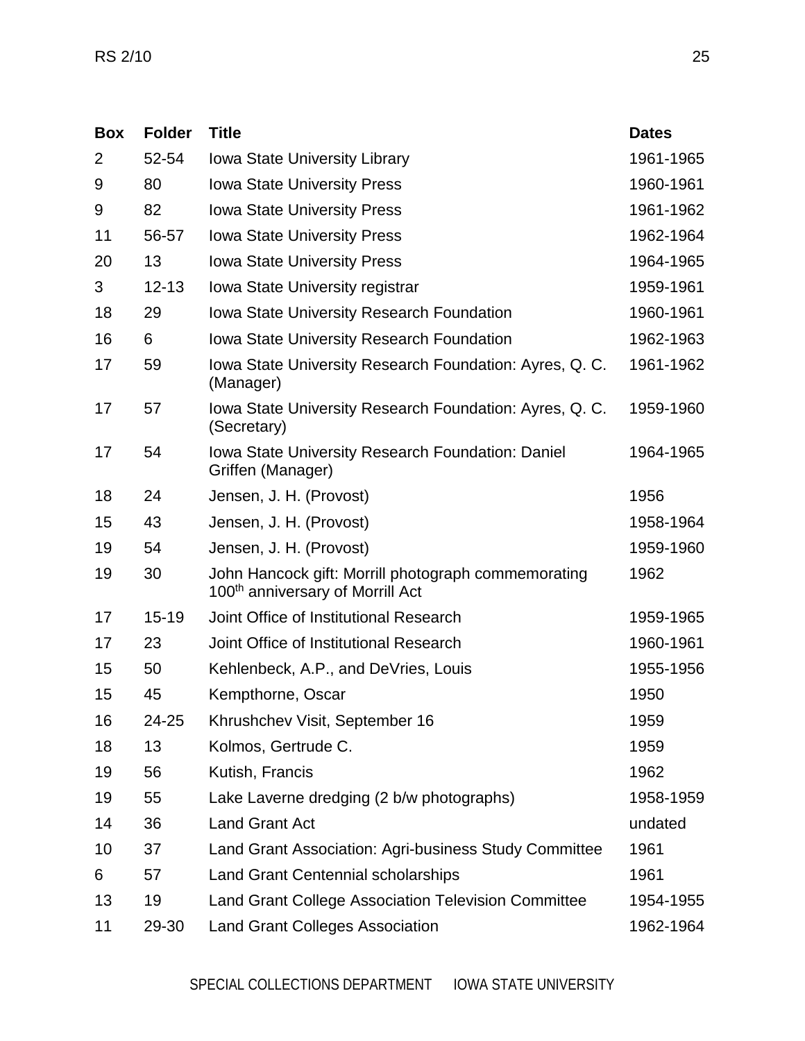| Box | Folder | Title | Dates |
|---|---|---|---|
| 2 | 52-54 | Iowa State University Library | 1961-1965 |
| 9 | 80 | Iowa State University Press | 1960-1961 |
| 9 | 82 | Iowa State University Press | 1961-1962 |
| 11 | 56-57 | Iowa State University Press | 1962-1964 |
| 20 | 13 | Iowa State University Press | 1964-1965 |
| 3 | 12-13 | Iowa State University registrar | 1959-1961 |
| 18 | 29 | Iowa State University Research Foundation | 1960-1961 |
| 16 | 6 | Iowa State University Research Foundation | 1962-1963 |
| 17 | 59 | Iowa State University Research Foundation: Ayres, Q. C. (Manager) | 1961-1962 |
| 17 | 57 | Iowa State University Research Foundation: Ayres, Q. C. (Secretary) | 1959-1960 |
| 17 | 54 | Iowa State University Research Foundation: Daniel Griffen (Manager) | 1964-1965 |
| 18 | 24 | Jensen, J. H. (Provost) | 1956 |
| 15 | 43 | Jensen, J. H. (Provost) | 1958-1964 |
| 19 | 54 | Jensen, J. H. (Provost) | 1959-1960 |
| 19 | 30 | John Hancock gift: Morrill photograph commemorating 100th anniversary of Morrill Act | 1962 |
| 17 | 15-19 | Joint Office of Institutional Research | 1959-1965 |
| 17 | 23 | Joint Office of Institutional Research | 1960-1961 |
| 15 | 50 | Kehlenbeck, A.P., and DeVries, Louis | 1955-1956 |
| 15 | 45 | Kempthorne, Oscar | 1950 |
| 16 | 24-25 | Khrushchev Visit, September 16 | 1959 |
| 18 | 13 | Kolmos, Gertrude C. | 1959 |
| 19 | 56 | Kutish, Francis | 1962 |
| 19 | 55 | Lake Laverne dredging (2 b/w photographs) | 1958-1959 |
| 14 | 36 | Land Grant Act | undated |
| 10 | 37 | Land Grant Association: Agri-business Study Committee | 1961 |
| 6 | 57 | Land Grant Centennial scholarships | 1961 |
| 13 | 19 | Land Grant College Association Television Committee | 1954-1955 |
| 11 | 29-30 | Land Grant Colleges Association | 1962-1964 |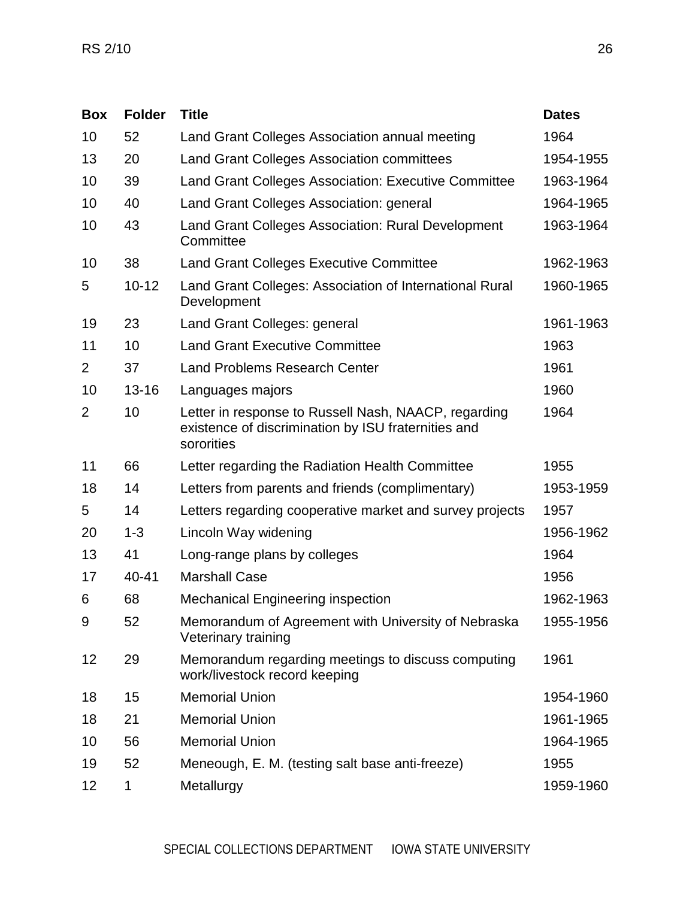| Box | Folder | Title | Dates |
| --- | --- | --- | --- |
| 10 | 52 | Land Grant Colleges Association annual meeting | 1964 |
| 13 | 20 | Land Grant Colleges Association committees | 1954-1955 |
| 10 | 39 | Land Grant Colleges Association: Executive Committee | 1963-1964 |
| 10 | 40 | Land Grant Colleges Association: general | 1964-1965 |
| 10 | 43 | Land Grant Colleges Association: Rural Development Committee | 1963-1964 |
| 10 | 38 | Land Grant Colleges Executive Committee | 1962-1963 |
| 5 | 10-12 | Land Grant Colleges: Association of International Rural Development | 1960-1965 |
| 19 | 23 | Land Grant Colleges: general | 1961-1963 |
| 11 | 10 | Land Grant Executive Committee | 1963 |
| 2 | 37 | Land Problems Research Center | 1961 |
| 10 | 13-16 | Languages majors | 1960 |
| 2 | 10 | Letter in response to Russell Nash, NAACP, regarding existence of discrimination by ISU fraternities and sororities | 1964 |
| 11 | 66 | Letter regarding the Radiation Health Committee | 1955 |
| 18 | 14 | Letters from parents and friends (complimentary) | 1953-1959 |
| 5 | 14 | Letters regarding cooperative market and survey projects | 1957 |
| 20 | 1-3 | Lincoln Way widening | 1956-1962 |
| 13 | 41 | Long-range plans by colleges | 1964 |
| 17 | 40-41 | Marshall Case | 1956 |
| 6 | 68 | Mechanical Engineering inspection | 1962-1963 |
| 9 | 52 | Memorandum of Agreement with University of Nebraska Veterinary training | 1955-1956 |
| 12 | 29 | Memorandum regarding meetings to discuss computing work/livestock record keeping | 1961 |
| 18 | 15 | Memorial Union | 1954-1960 |
| 18 | 21 | Memorial Union | 1961-1965 |
| 10 | 56 | Memorial Union | 1964-1965 |
| 19 | 52 | Meneough, E. M. (testing salt base anti-freeze) | 1955 |
| 12 | 1 | Metallurgy | 1959-1960 |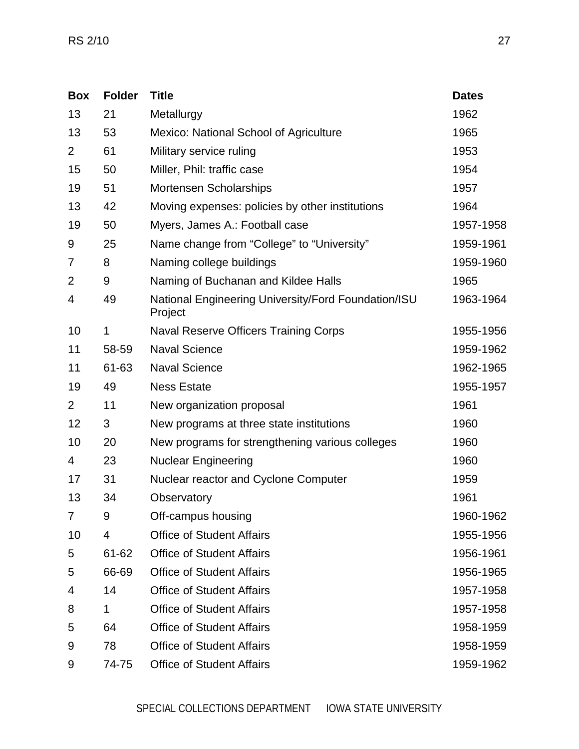| Box | Folder | Title | Dates |
|---|---|---|---|
| 13 | 21 | Metallurgy | 1962 |
| 13 | 53 | Mexico: National School of Agriculture | 1965 |
| 2 | 61 | Military service ruling | 1953 |
| 15 | 50 | Miller, Phil: traffic case | 1954 |
| 19 | 51 | Mortensen Scholarships | 1957 |
| 13 | 42 | Moving expenses: policies by other institutions | 1964 |
| 19 | 50 | Myers, James A.: Football case | 1957-1958 |
| 9 | 25 | Name change from “College” to “University” | 1959-1961 |
| 7 | 8 | Naming college buildings | 1959-1960 |
| 2 | 9 | Naming of Buchanan and Kildee Halls | 1965 |
| 4 | 49 | National Engineering University/Ford Foundation/ISU Project | 1963-1964 |
| 10 | 1 | Naval Reserve Officers Training Corps | 1955-1956 |
| 11 | 58-59 | Naval Science | 1959-1962 |
| 11 | 61-63 | Naval Science | 1962-1965 |
| 19 | 49 | Ness Estate | 1955-1957 |
| 2 | 11 | New organization proposal | 1961 |
| 12 | 3 | New programs at three state institutions | 1960 |
| 10 | 20 | New programs for strengthening various colleges | 1960 |
| 4 | 23 | Nuclear Engineering | 1960 |
| 17 | 31 | Nuclear reactor and Cyclone Computer | 1959 |
| 13 | 34 | Observatory | 1961 |
| 7 | 9 | Off-campus housing | 1960-1962 |
| 10 | 4 | Office of Student Affairs | 1955-1956 |
| 5 | 61-62 | Office of Student Affairs | 1956-1961 |
| 5 | 66-69 | Office of Student Affairs | 1956-1965 |
| 4 | 14 | Office of Student Affairs | 1957-1958 |
| 8 | 1 | Office of Student Affairs | 1957-1958 |
| 5 | 64 | Office of Student Affairs | 1958-1959 |
| 9 | 78 | Office of Student Affairs | 1958-1959 |
| 9 | 74-75 | Office of Student Affairs | 1959-1962 |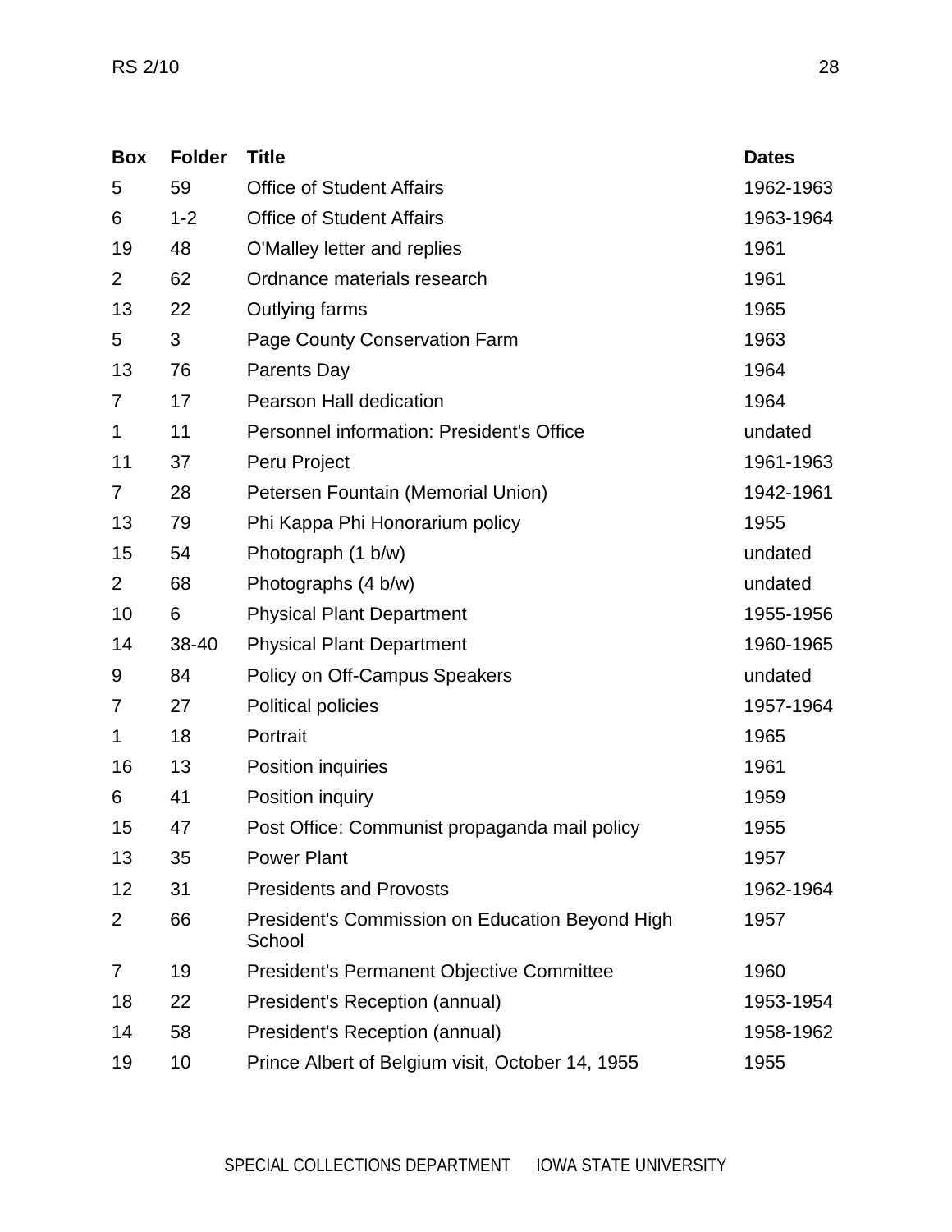| Box | Folder | Title | Dates |
|---|---|---|---|
| 5 | 59 | Office of Student Affairs | 1962-1963 |
| 6 | 1-2 | Office of Student Affairs | 1963-1964 |
| 19 | 48 | O'Malley letter and replies | 1961 |
| 2 | 62 | Ordnance materials research | 1961 |
| 13 | 22 | Outlying farms | 1965 |
| 5 | 3 | Page County Conservation Farm | 1963 |
| 13 | 76 | Parents Day | 1964 |
| 7 | 17 | Pearson Hall dedication | 1964 |
| 1 | 11 | Personnel information: President's Office | undated |
| 11 | 37 | Peru Project | 1961-1963 |
| 7 | 28 | Petersen Fountain (Memorial Union) | 1942-1961 |
| 13 | 79 | Phi Kappa Phi Honorarium policy | 1955 |
| 15 | 54 | Photograph (1 b/w) | undated |
| 2 | 68 | Photographs (4 b/w) | undated |
| 10 | 6 | Physical Plant Department | 1955-1956 |
| 14 | 38-40 | Physical Plant Department | 1960-1965 |
| 9 | 84 | Policy on Off-Campus Speakers | undated |
| 7 | 27 | Political policies | 1957-1964 |
| 1 | 18 | Portrait | 1965 |
| 16 | 13 | Position inquiries | 1961 |
| 6 | 41 | Position inquiry | 1959 |
| 15 | 47 | Post Office: Communist propaganda mail policy | 1955 |
| 13 | 35 | Power Plant | 1957 |
| 12 | 31 | Presidents and Provosts | 1962-1964 |
| 2 | 66 | President's Commission on Education Beyond High School | 1957 |
| 7 | 19 | President's Permanent Objective Committee | 1960 |
| 18 | 22 | President's Reception (annual) | 1953-1954 |
| 14 | 58 | President's Reception (annual) | 1958-1962 |
| 19 | 10 | Prince Albert of Belgium visit, October 14, 1955 | 1955 |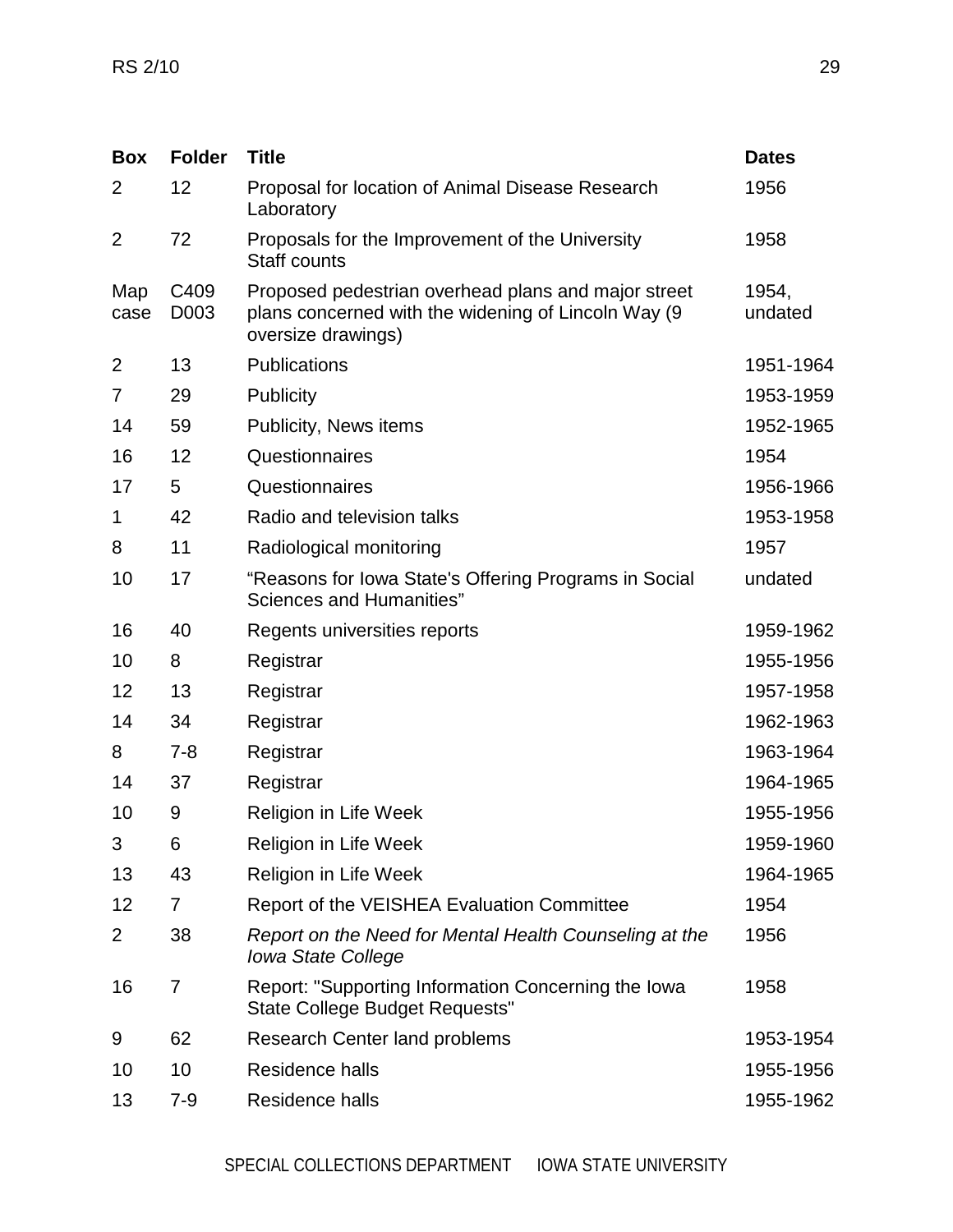| Box | Folder | Title | Dates |
|---|---|---|---|
| 2 | 12 | Proposal for location of Animal Disease Research Laboratory | 1956 |
| 2 | 72 | Proposals for the Improvement of the University Staff counts | 1958 |
| Map case | C409 D003 | Proposed pedestrian overhead plans and major street plans concerned with the widening of Lincoln Way (9 oversize drawings) | 1954, undated |
| 2 | 13 | Publications | 1951-1964 |
| 7 | 29 | Publicity | 1953-1959 |
| 14 | 59 | Publicity, News items | 1952-1965 |
| 16 | 12 | Questionnaires | 1954 |
| 17 | 5 | Questionnaires | 1956-1966 |
| 1 | 42 | Radio and television talks | 1953-1958 |
| 8 | 11 | Radiological monitoring | 1957 |
| 10 | 17 | "Reasons for Iowa State's Offering Programs in Social Sciences and Humanities" | undated |
| 16 | 40 | Regents universities reports | 1959-1962 |
| 10 | 8 | Registrar | 1955-1956 |
| 12 | 13 | Registrar | 1957-1958 |
| 14 | 34 | Registrar | 1962-1963 |
| 8 | 7-8 | Registrar | 1963-1964 |
| 14 | 37 | Registrar | 1964-1965 |
| 10 | 9 | Religion in Life Week | 1955-1956 |
| 3 | 6 | Religion in Life Week | 1959-1960 |
| 13 | 43 | Religion in Life Week | 1964-1965 |
| 12 | 7 | Report of the VEISHEA Evaluation Committee | 1954 |
| 2 | 38 | *Report on the Need for Mental Health Counseling at the Iowa State College* | 1956 |
| 16 | 7 | Report: "Supporting Information Concerning the Iowa State College Budget Requests" | 1958 |
| 9 | 62 | Research Center land problems | 1953-1954 |
| 10 | 10 | Residence halls | 1955-1956 |
| 13 | 7-9 | Residence halls | 1955-1962 |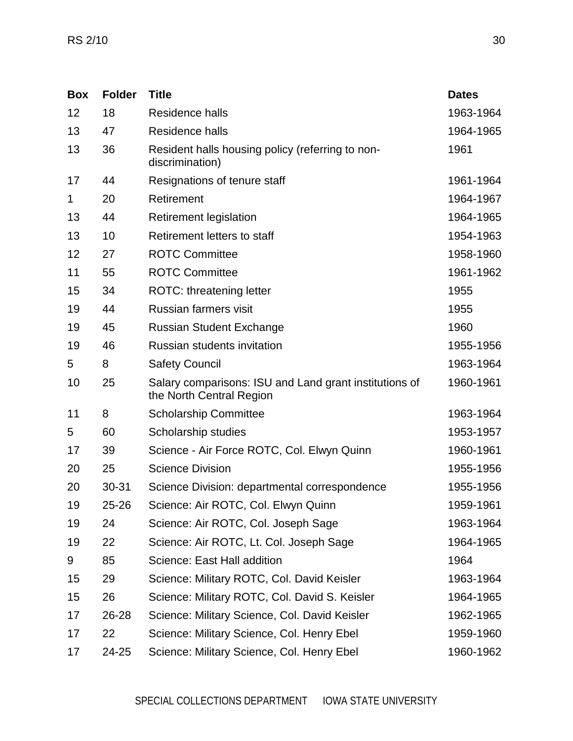| Box | Folder | Title | Dates |
| --- | --- | --- | --- |
| 12 | 18 | Residence halls | 1963-1964 |
| 13 | 47 | Residence halls | 1964-1965 |
| 13 | 36 | Resident halls housing policy (referring to non-discrimination) | 1961 |
| 17 | 44 | Resignations of tenure staff | 1961-1964 |
| 1 | 20 | Retirement | 1964-1967 |
| 13 | 44 | Retirement legislation | 1964-1965 |
| 13 | 10 | Retirement letters to staff | 1954-1963 |
| 12 | 27 | ROTC Committee | 1958-1960 |
| 11 | 55 | ROTC Committee | 1961-1962 |
| 15 | 34 | ROTC: threatening letter | 1955 |
| 19 | 44 | Russian farmers visit | 1955 |
| 19 | 45 | Russian Student Exchange | 1960 |
| 19 | 46 | Russian students invitation | 1955-1956 |
| 5 | 8 | Safety Council | 1963-1964 |
| 10 | 25 | Salary comparisons: ISU and Land grant institutions of the North Central Region | 1960-1961 |
| 11 | 8 | Scholarship Committee | 1963-1964 |
| 5 | 60 | Scholarship studies | 1953-1957 |
| 17 | 39 | Science - Air Force ROTC, Col. Elwyn Quinn | 1960-1961 |
| 20 | 25 | Science Division | 1955-1956 |
| 20 | 30-31 | Science Division: departmental correspondence | 1955-1956 |
| 19 | 25-26 | Science: Air ROTC, Col. Elwyn Quinn | 1959-1961 |
| 19 | 24 | Science: Air ROTC, Col. Joseph Sage | 1963-1964 |
| 19 | 22 | Science: Air ROTC, Lt. Col. Joseph Sage | 1964-1965 |
| 9 | 85 | Science: East Hall addition | 1964 |
| 15 | 29 | Science: Military ROTC, Col. David Keisler | 1963-1964 |
| 15 | 26 | Science: Military ROTC, Col. David S. Keisler | 1964-1965 |
| 17 | 26-28 | Science: Military Science, Col. David Keisler | 1962-1965 |
| 17 | 22 | Science: Military Science, Col. Henry Ebel | 1959-1960 |
| 17 | 24-25 | Science: Military Science, Col. Henry Ebel | 1960-1962 |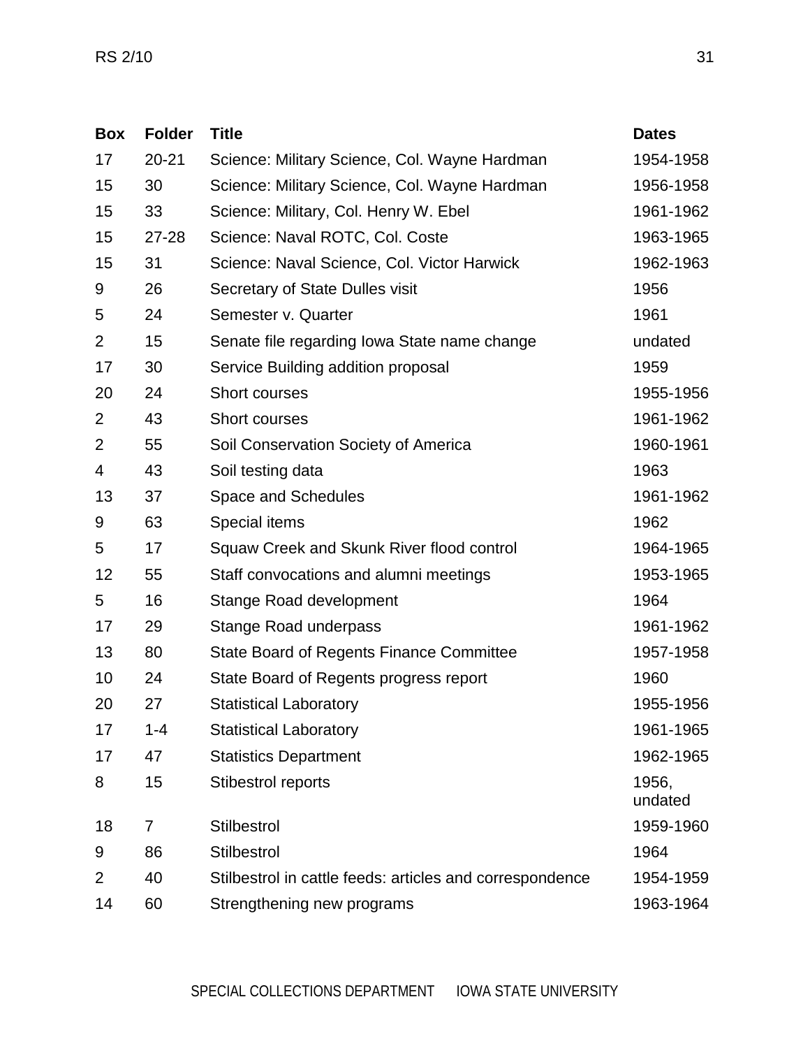| Box | Folder | Title | Dates |
|---|---|---|---|
| 17 | 20-21 | Science: Military Science, Col. Wayne Hardman | 1954-1958 |
| 15 | 30 | Science: Military Science, Col. Wayne Hardman | 1956-1958 |
| 15 | 33 | Science: Military, Col. Henry W. Ebel | 1961-1962 |
| 15 | 27-28 | Science: Naval ROTC, Col. Coste | 1963-1965 |
| 15 | 31 | Science: Naval Science, Col. Victor Harwick | 1962-1963 |
| 9 | 26 | Secretary of State Dulles visit | 1956 |
| 5 | 24 | Semester v. Quarter | 1961 |
| 2 | 15 | Senate file regarding Iowa State name change | undated |
| 17 | 30 | Service Building addition proposal | 1959 |
| 20 | 24 | Short courses | 1955-1956 |
| 2 | 43 | Short courses | 1961-1962 |
| 2 | 55 | Soil Conservation Society of America | 1960-1961 |
| 4 | 43 | Soil testing data | 1963 |
| 13 | 37 | Space and Schedules | 1961-1962 |
| 9 | 63 | Special items | 1962 |
| 5 | 17 | Squaw Creek and Skunk River flood control | 1964-1965 |
| 12 | 55 | Staff convocations and alumni meetings | 1953-1965 |
| 5 | 16 | Stange Road development | 1964 |
| 17 | 29 | Stange Road underpass | 1961-1962 |
| 13 | 80 | State Board of Regents Finance Committee | 1957-1958 |
| 10 | 24 | State Board of Regents progress report | 1960 |
| 20 | 27 | Statistical Laboratory | 1955-1956 |
| 17 | 1-4 | Statistical Laboratory | 1961-1965 |
| 17 | 47 | Statistics Department | 1962-1965 |
| 8 | 15 | Stibestrol reports | 1956, undated |
| 18 | 7 | Stilbestrol | 1959-1960 |
| 9 | 86 | Stilbestrol | 1964 |
| 2 | 40 | Stilbestrol in cattle feeds: articles and correspondence | 1954-1959 |
| 14 | 60 | Strengthening new programs | 1963-1964 |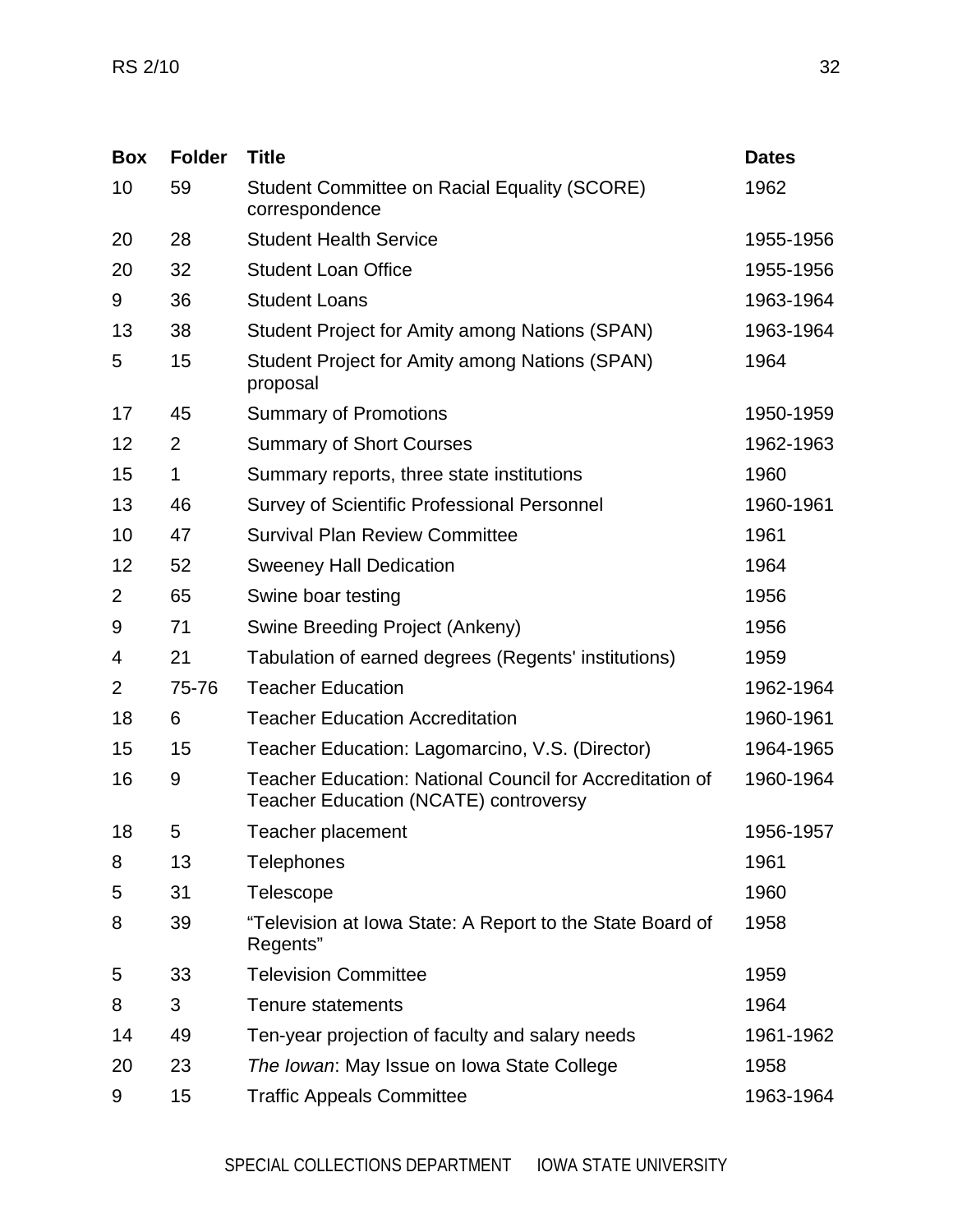| Box | Folder | Title | Dates |
|---|---|---|---|
| 10 | 59 | Student Committee on Racial Equality (SCORE) correspondence | 1962 |
| 20 | 28 | Student Health Service | 1955-1956 |
| 20 | 32 | Student Loan Office | 1955-1956 |
| 9 | 36 | Student Loans | 1963-1964 |
| 13 | 38 | Student Project for Amity among Nations (SPAN) | 1963-1964 |
| 5 | 15 | Student Project for Amity among Nations (SPAN) proposal | 1964 |
| 17 | 45 | Summary of Promotions | 1950-1959 |
| 12 | 2 | Summary of Short Courses | 1962-1963 |
| 15 | 1 | Summary reports, three state institutions | 1960 |
| 13 | 46 | Survey of Scientific Professional Personnel | 1960-1961 |
| 10 | 47 | Survival Plan Review Committee | 1961 |
| 12 | 52 | Sweeney Hall Dedication | 1964 |
| 2 | 65 | Swine boar testing | 1956 |
| 9 | 71 | Swine Breeding Project (Ankeny) | 1956 |
| 4 | 21 | Tabulation of earned degrees (Regents' institutions) | 1959 |
| 2 | 75-76 | Teacher Education | 1962-1964 |
| 18 | 6 | Teacher Education Accreditation | 1960-1961 |
| 15 | 15 | Teacher Education: Lagomarcino, V.S. (Director) | 1964-1965 |
| 16 | 9 | Teacher Education: National Council for Accreditation of Teacher Education (NCATE) controversy | 1960-1964 |
| 18 | 5 | Teacher placement | 1956-1957 |
| 8 | 13 | Telephones | 1961 |
| 5 | 31 | Telescope | 1960 |
| 8 | 39 | "Television at Iowa State: A Report to the State Board of Regents" | 1958 |
| 5 | 33 | Television Committee | 1959 |
| 8 | 3 | Tenure statements | 1964 |
| 14 | 49 | Ten-year projection of faculty and salary needs | 1961-1962 |
| 20 | 23 | *The Iowan*: May Issue on Iowa State College | 1958 |
| 9 | 15 | Traffic Appeals Committee | 1963-1964 |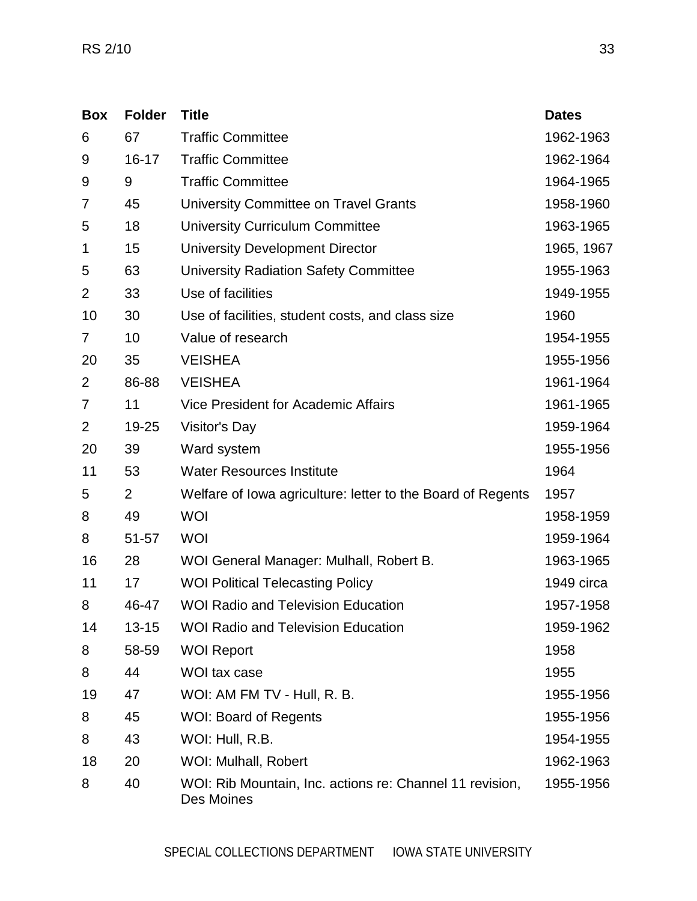| Box | Folder | Title | Dates |
|---|---|---|---|
| 6 | 67 | Traffic Committee | 1962-1963 |
| 9 | 16-17 | Traffic Committee | 1962-1964 |
| 9 | 9 | Traffic Committee | 1964-1965 |
| 7 | 45 | University Committee on Travel Grants | 1958-1960 |
| 5 | 18 | University Curriculum Committee | 1963-1965 |
| 1 | 15 | University Development Director | 1965, 1967 |
| 5 | 63 | University Radiation Safety Committee | 1955-1963 |
| 2 | 33 | Use of facilities | 1949-1955 |
| 10 | 30 | Use of facilities, student costs, and class size | 1960 |
| 7 | 10 | Value of research | 1954-1955 |
| 20 | 35 | VEISHEA | 1955-1956 |
| 2 | 86-88 | VEISHEA | 1961-1964 |
| 7 | 11 | Vice President for Academic Affairs | 1961-1965 |
| 2 | 19-25 | Visitor's Day | 1959-1964 |
| 20 | 39 | Ward system | 1955-1956 |
| 11 | 53 | Water Resources Institute | 1964 |
| 5 | 2 | Welfare of Iowa agriculture: letter to the Board of Regents | 1957 |
| 8 | 49 | WOI | 1958-1959 |
| 8 | 51-57 | WOI | 1959-1964 |
| 16 | 28 | WOI General Manager: Mulhall, Robert B. | 1963-1965 |
| 11 | 17 | WOI Political Telecasting Policy | 1949 circa |
| 8 | 46-47 | WOI Radio and Television Education | 1957-1958 |
| 14 | 13-15 | WOI Radio and Television Education | 1959-1962 |
| 8 | 58-59 | WOI Report | 1958 |
| 8 | 44 | WOI tax case | 1955 |
| 19 | 47 | WOI: AM FM TV - Hull, R. B. | 1955-1956 |
| 8 | 45 | WOI: Board of Regents | 1955-1956 |
| 8 | 43 | WOI: Hull, R.B. | 1954-1955 |
| 18 | 20 | WOI: Mulhall, Robert | 1962-1963 |
| 8 | 40 | WOI: Rib Mountain, Inc. actions re: Channel 11 revision, Des Moines | 1955-1956 |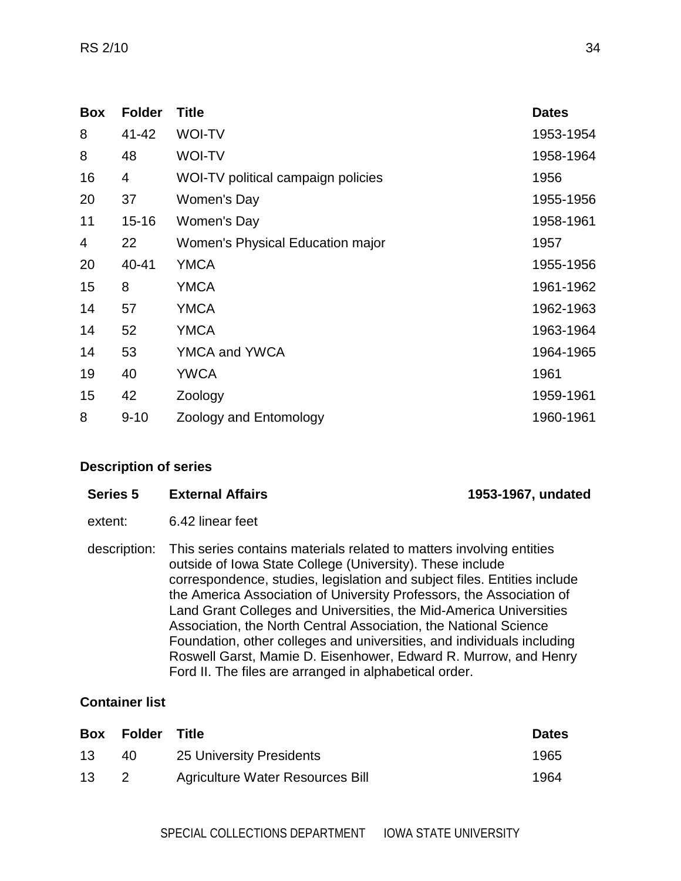| Box | Folder | Title | Dates |
|---|---|---|---|
| 8 | 41-42 | WOI-TV | 1953-1954 |
| 8 | 48 | WOI-TV | 1958-1964 |
| 16 | 4 | WOI-TV political campaign policies | 1956 |
| 20 | 37 | Women's Day | 1955-1956 |
| 11 | 15-16 | Women's Day | 1958-1961 |
| 4 | 22 | Women's Physical Education major | 1957 |
| 20 | 40-41 | YMCA | 1955-1956 |
| 15 | 8 | YMCA | 1961-1962 |
| 14 | 57 | YMCA | 1962-1963 |
| 14 | 52 | YMCA | 1963-1964 |
| 14 | 53 | YMCA and YWCA | 1964-1965 |
| 19 | 40 | YWCA | 1961 |
| 15 | 42 | Zoology | 1959-1961 |
| 8 | 9-10 | Zoology and Entomology | 1960-1961 |

### Description of series

**Series 5** **External Affairs** **1953-1967, undated**

extent: 6.42 linear feet

description: This series contains materials related to matters involving entities outside of Iowa State College (University). These include correspondence, studies, legislation and subject files. Entities include the America Association of University Professors, the Association of Land Grant Colleges and Universities, the Mid-America Universities Association, the North Central Association, the National Science Foundation, other colleges and universities, and individuals including Roswell Garst, Mamie D. Eisenhower, Edward R. Murrow, and Henry Ford II. The files are arranged in alphabetical order.

### Container list

| Box | Folder | Title | Dates |
|---|---|---|---|
| 13 | 40 | 25 University Presidents | 1965 |
| 13 | 2 | Agriculture Water Resources Bill | 1964 |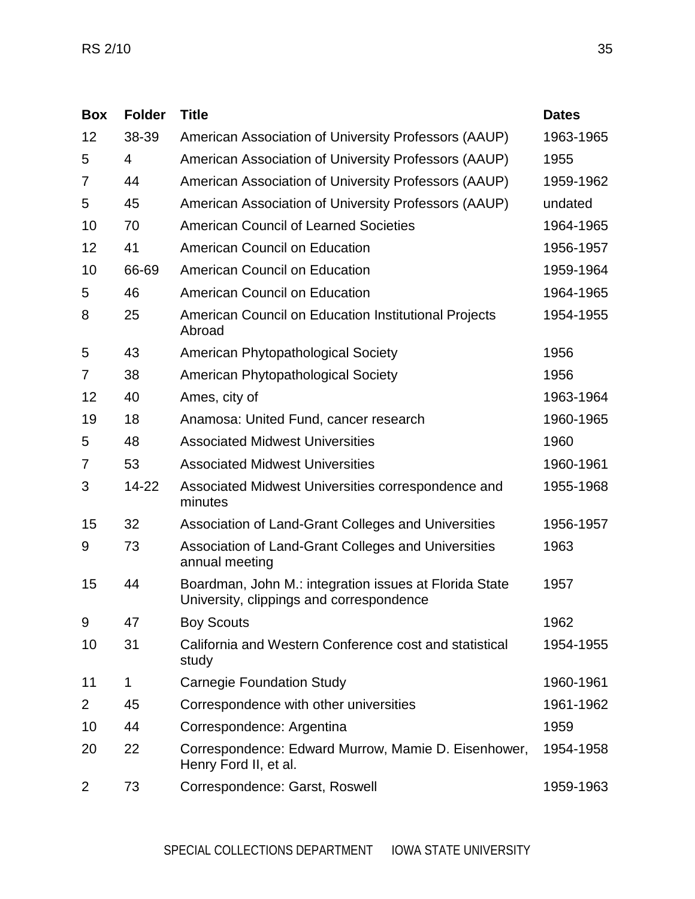| Box | Folder | Title | Dates |
|---|---|---|---|
| 12 | 38-39 | American Association of University Professors (AAUP) | 1963-1965 |
| 5 | 4 | American Association of University Professors (AAUP) | 1955 |
| 7 | 44 | American Association of University Professors (AAUP) | 1959-1962 |
| 5 | 45 | American Association of University Professors (AAUP) | undated |
| 10 | 70 | American Council of Learned Societies | 1964-1965 |
| 12 | 41 | American Council on Education | 1956-1957 |
| 10 | 66-69 | American Council on Education | 1959-1964 |
| 5 | 46 | American Council on Education | 1964-1965 |
| 8 | 25 | American Council on Education Institutional Projects Abroad | 1954-1955 |
| 5 | 43 | American Phytopathological Society | 1956 |
| 7 | 38 | American Phytopathological Society | 1956 |
| 12 | 40 | Ames, city of | 1963-1964 |
| 19 | 18 | Anamosa: United Fund, cancer research | 1960-1965 |
| 5 | 48 | Associated Midwest Universities | 1960 |
| 7 | 53 | Associated Midwest Universities | 1960-1961 |
| 3 | 14-22 | Associated Midwest Universities correspondence and minutes | 1955-1968 |
| 15 | 32 | Association of Land-Grant Colleges and Universities | 1956-1957 |
| 9 | 73 | Association of Land-Grant Colleges and Universities annual meeting | 1963 |
| 15 | 44 | Boardman, John M.: integration issues at Florida State University, clippings and correspondence | 1957 |
| 9 | 47 | Boy Scouts | 1962 |
| 10 | 31 | California and Western Conference cost and statistical study | 1954-1955 |
| 11 | 1 | Carnegie Foundation Study | 1960-1961 |
| 2 | 45 | Correspondence with other universities | 1961-1962 |
| 10 | 44 | Correspondence: Argentina | 1959 |
| 20 | 22 | Correspondence: Edward Murrow, Mamie D. Eisenhower, Henry Ford II, et al. | 1954-1958 |
| 2 | 73 | Correspondence: Garst, Roswell | 1959-1963 |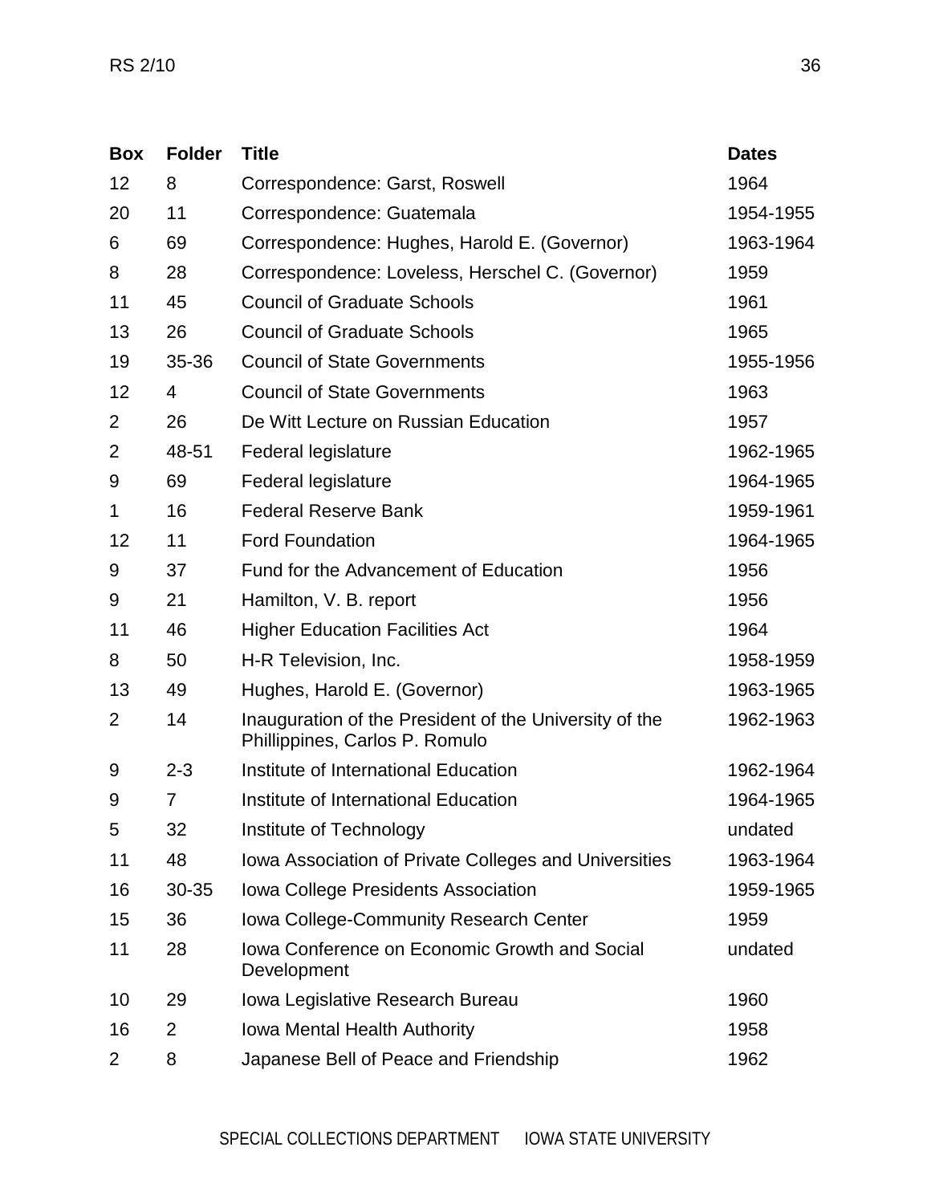| Box | Folder | Title | Dates |
|---|---|---|---|
| 12 | 8 | Correspondence: Garst, Roswell | 1964 |
| 20 | 11 | Correspondence: Guatemala | 1954-1955 |
| 6 | 69 | Correspondence: Hughes, Harold E. (Governor) | 1963-1964 |
| 8 | 28 | Correspondence: Loveless, Herschel C. (Governor) | 1959 |
| 11 | 45 | Council of Graduate Schools | 1961 |
| 13 | 26 | Council of Graduate Schools | 1965 |
| 19 | 35-36 | Council of State Governments | 1955-1956 |
| 12 | 4 | Council of State Governments | 1963 |
| 2 | 26 | De Witt Lecture on Russian Education | 1957 |
| 2 | 48-51 | Federal legislature | 1962-1965 |
| 9 | 69 | Federal legislature | 1964-1965 |
| 1 | 16 | Federal Reserve Bank | 1959-1961 |
| 12 | 11 | Ford Foundation | 1964-1965 |
| 9 | 37 | Fund for the Advancement of Education | 1956 |
| 9 | 21 | Hamilton, V. B. report | 1956 |
| 11 | 46 | Higher Education Facilities Act | 1964 |
| 8 | 50 | H-R Television, Inc. | 1958-1959 |
| 13 | 49 | Hughes, Harold E. (Governor) | 1963-1965 |
| 2 | 14 | Inauguration of the President of the University of the Phillippines, Carlos P. Romulo | 1962-1963 |
| 9 | 2-3 | Institute of International Education | 1962-1964 |
| 9 | 7 | Institute of International Education | 1964-1965 |
| 5 | 32 | Institute of Technology | undated |
| 11 | 48 | Iowa Association of Private Colleges and Universities | 1963-1964 |
| 16 | 30-35 | Iowa College Presidents Association | 1959-1965 |
| 15 | 36 | Iowa College-Community Research Center | 1959 |
| 11 | 28 | Iowa Conference on Economic Growth and Social Development | undated |
| 10 | 29 | Iowa Legislative Research Bureau | 1960 |
| 16 | 2 | Iowa Mental Health Authority | 1958 |
| 2 | 8 | Japanese Bell of Peace and Friendship | 1962 |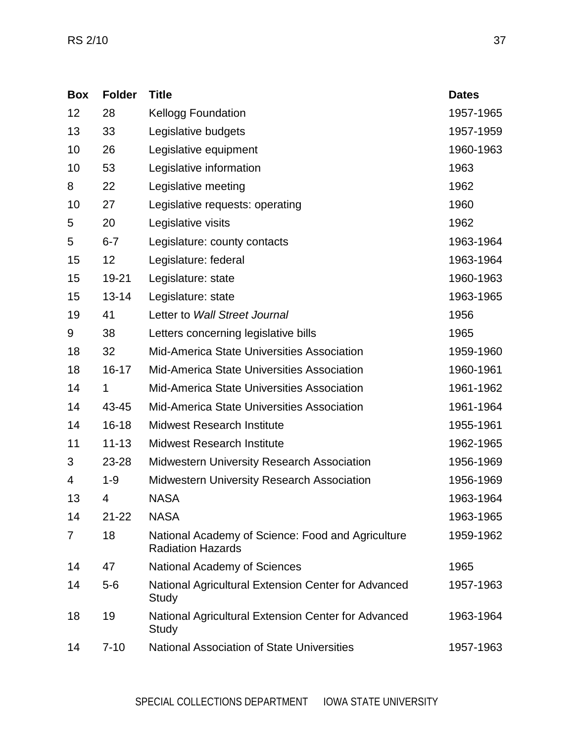| Box | Folder | Title | Dates |
|---|---|---|---|
| 12 | 28 | Kellogg Foundation | 1957-1965 |
| 13 | 33 | Legislative budgets | 1957-1959 |
| 10 | 26 | Legislative equipment | 1960-1963 |
| 10 | 53 | Legislative information | 1963 |
| 8 | 22 | Legislative meeting | 1962 |
| 10 | 27 | Legislative requests: operating | 1960 |
| 5 | 20 | Legislative visits | 1962 |
| 5 | 6-7 | Legislature: county contacts | 1963-1964 |
| 15 | 12 | Legislature: federal | 1963-1964 |
| 15 | 19-21 | Legislature: state | 1960-1963 |
| 15 | 13-14 | Legislature: state | 1963-1965 |
| 19 | 41 | Letter to *Wall Street Journal* | 1956 |
| 9 | 38 | Letters concerning legislative bills | 1965 |
| 18 | 32 | Mid-America State Universities Association | 1959-1960 |
| 18 | 16-17 | Mid-America State Universities Association | 1960-1961 |
| 14 | 1 | Mid-America State Universities Association | 1961-1962 |
| 14 | 43-45 | Mid-America State Universities Association | 1961-1964 |
| 14 | 16-18 | Midwest Research Institute | 1955-1961 |
| 11 | 11-13 | Midwest Research Institute | 1962-1965 |
| 3 | 23-28 | Midwestern University Research Association | 1956-1969 |
| 4 | 1-9 | Midwestern University Research Association | 1956-1969 |
| 13 | 4 | NASA | 1963-1964 |
| 14 | 21-22 | NASA | 1963-1965 |
| 7 | 18 | National Academy of Science: Food and Agriculture Radiation Hazards | 1959-1962 |
| 14 | 47 | National Academy of Sciences | 1965 |
| 14 | 5-6 | National Agricultural Extension Center for Advanced Study | 1957-1963 |
| 18 | 19 | National Agricultural Extension Center for Advanced Study | 1963-1964 |
| 14 | 7-10 | National Association of State Universities | 1957-1963 |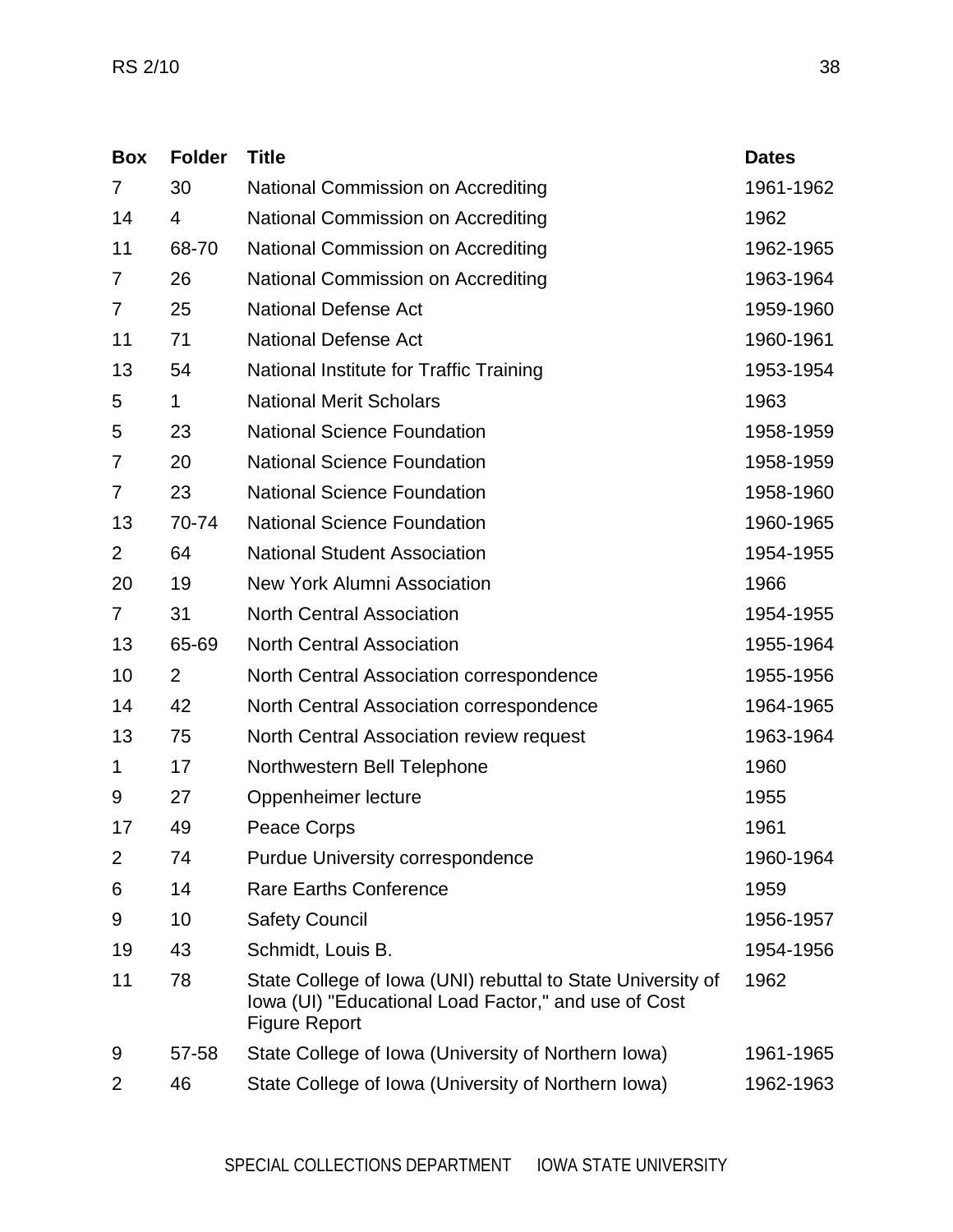| Box | Folder | Title | Dates |
|---|---|---|---|
| 7 | 30 | National Commission on Accrediting | 1961-1962 |
| 14 | 4 | National Commission on Accrediting | 1962 |
| 11 | 68-70 | National Commission on Accrediting | 1962-1965 |
| 7 | 26 | National Commission on Accrediting | 1963-1964 |
| 7 | 25 | National Defense Act | 1959-1960 |
| 11 | 71 | National Defense Act | 1960-1961 |
| 13 | 54 | National Institute for Traffic Training | 1953-1954 |
| 5 | 1 | National Merit Scholars | 1963 |
| 5 | 23 | National Science Foundation | 1958-1959 |
| 7 | 20 | National Science Foundation | 1958-1959 |
| 7 | 23 | National Science Foundation | 1958-1960 |
| 13 | 70-74 | National Science Foundation | 1960-1965 |
| 2 | 64 | National Student Association | 1954-1955 |
| 20 | 19 | New York Alumni Association | 1966 |
| 7 | 31 | North Central Association | 1954-1955 |
| 13 | 65-69 | North Central Association | 1955-1964 |
| 10 | 2 | North Central Association correspondence | 1955-1956 |
| 14 | 42 | North Central Association correspondence | 1964-1965 |
| 13 | 75 | North Central Association review request | 1963-1964 |
| 1 | 17 | Northwestern Bell Telephone | 1960 |
| 9 | 27 | Oppenheimer lecture | 1955 |
| 17 | 49 | Peace Corps | 1961 |
| 2 | 74 | Purdue University correspondence | 1960-1964 |
| 6 | 14 | Rare Earths Conference | 1959 |
| 9 | 10 | Safety Council | 1956-1957 |
| 19 | 43 | Schmidt, Louis B. | 1954-1956 |
| 11 | 78 | State College of Iowa (UNI) rebuttal to State University of Iowa (UI) "Educational Load Factor," and use of Cost Figure Report | 1962 |
| 9 | 57-58 | State College of Iowa (University of Northern Iowa) | 1961-1965 |
| 2 | 46 | State College of Iowa (University of Northern Iowa) | 1962-1963 |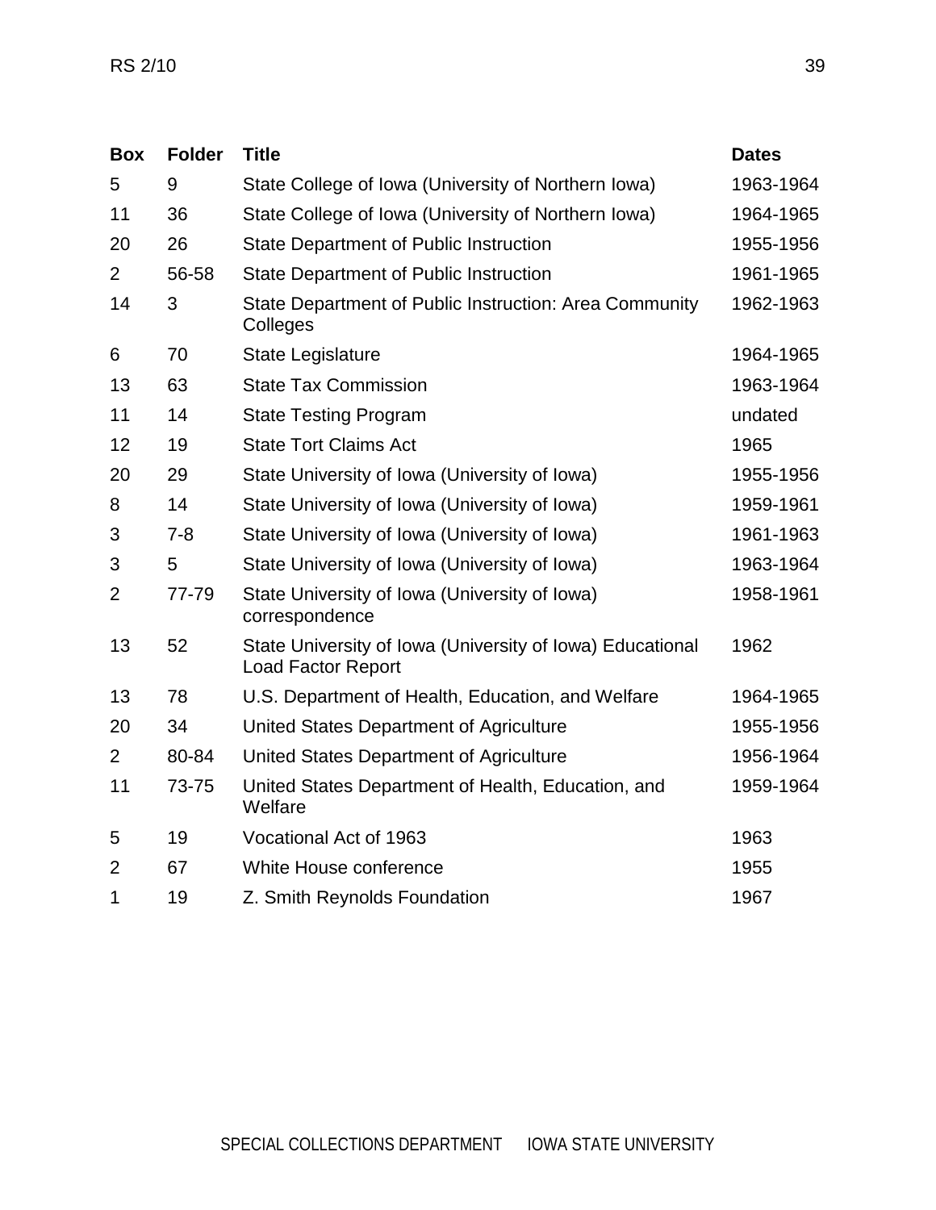| Box | Folder | Title | Dates |
|---|---|---|---|
| 5 | 9 | State College of Iowa (University of Northern Iowa) | 1963-1964 |
| 11 | 36 | State College of Iowa (University of Northern Iowa) | 1964-1965 |
| 20 | 26 | State Department of Public Instruction | 1955-1956 |
| 2 | 56-58 | State Department of Public Instruction | 1961-1965 |
| 14 | 3 | State Department of Public Instruction: Area Community Colleges | 1962-1963 |
| 6 | 70 | State Legislature | 1964-1965 |
| 13 | 63 | State Tax Commission | 1963-1964 |
| 11 | 14 | State Testing Program | undated |
| 12 | 19 | State Tort Claims Act | 1965 |
| 20 | 29 | State University of Iowa (University of Iowa) | 1955-1956 |
| 8 | 14 | State University of Iowa (University of Iowa) | 1959-1961 |
| 3 | 7-8 | State University of Iowa (University of Iowa) | 1961-1963 |
| 3 | 5 | State University of Iowa (University of Iowa) | 1963-1964 |
| 2 | 77-79 | State University of Iowa (University of Iowa) correspondence | 1958-1961 |
| 13 | 52 | State University of Iowa (University of Iowa) Educational Load Factor Report | 1962 |
| 13 | 78 | U.S. Department of Health, Education, and Welfare | 1964-1965 |
| 20 | 34 | United States Department of Agriculture | 1955-1956 |
| 2 | 80-84 | United States Department of Agriculture | 1956-1964 |
| 11 | 73-75 | United States Department of Health, Education, and Welfare | 1959-1964 |
| 5 | 19 | Vocational Act of 1963 | 1963 |
| 2 | 67 | White House conference | 1955 |
| 1 | 19 | Z. Smith Reynolds Foundation | 1967 |